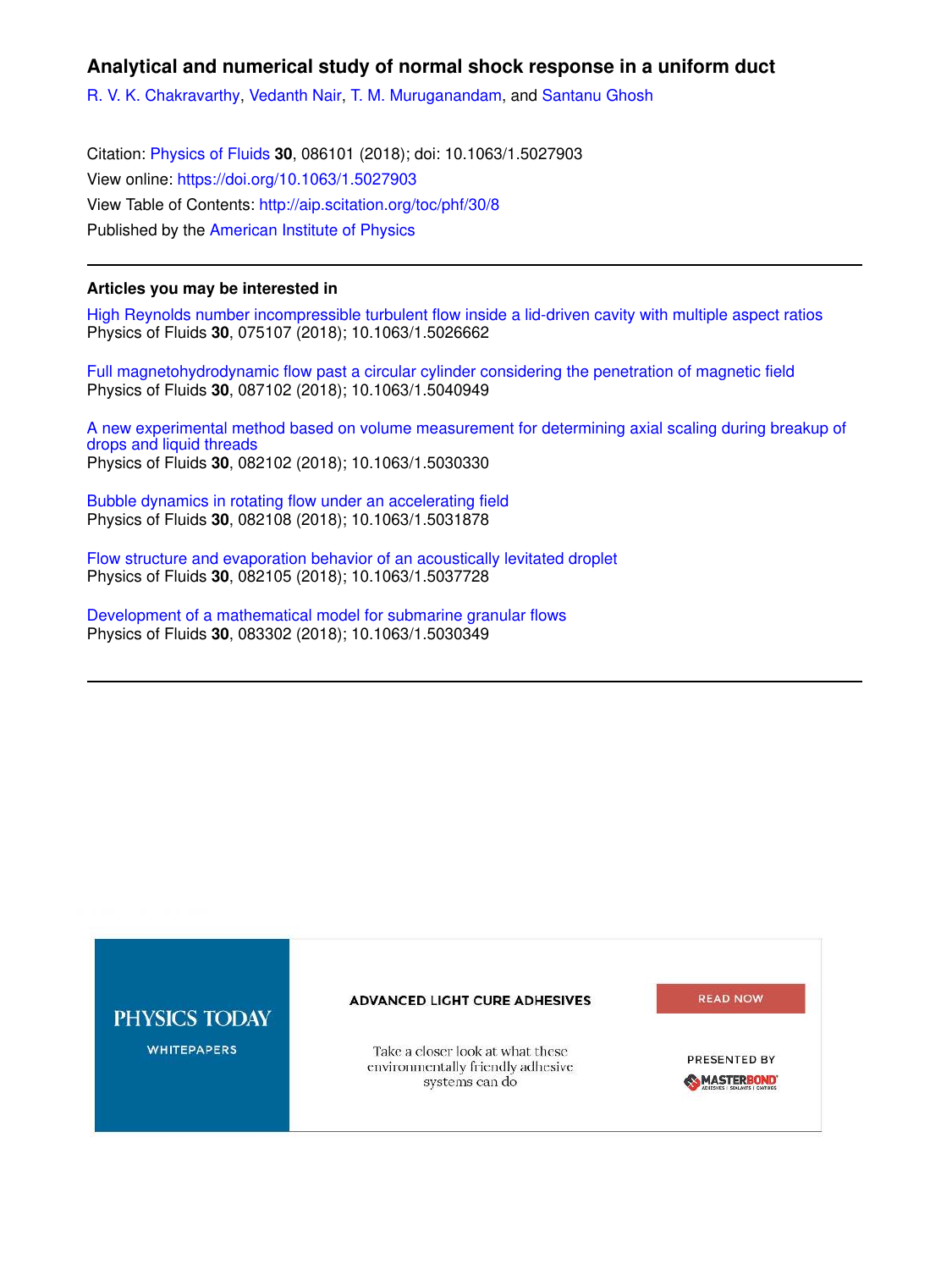# Analytical and numerical study of normal shock response in a uniform duct

R. V. K. Chakravarthy, Vedanth Nair, T. M. Muruganandam, and Santanu Ghosh

Citation: Physics of Fluids **30**, 086101 (2018); doi: 10.1063/1.5027903
View online: https://doi.org/10.1063/1.5027903
View Table of Contents: http://aip.scitation.org/toc/phf/30/8
Published by the American Institute of Physics

---

### Articles you may be interested in

High Reynolds number incompressible turbulent flow inside a lid-driven cavity with multiple aspect ratios
Physics of Fluids **30**, 075107 (2018); 10.1063/1.5026662

Full magnetohydrodynamic flow past a circular cylinder considering the penetration of magnetic field
Physics of Fluids **30**, 087102 (2018); 10.1063/1.5040949

A new experimental method based on volume measurement for determining axial scaling during breakup of drops and liquid threads
Physics of Fluids **30**, 082102 (2018); 10.1063/1.5030330

Bubble dynamics in rotating flow under an accelerating field
Physics of Fluids **30**, 082108 (2018); 10.1063/1.5031878

Flow structure and evaporation behavior of an acoustically levitated droplet
Physics of Fluids **30**, 082105 (2018); 10.1063/1.5037728

Development of a mathematical model for submarine granular flows
Physics of Fluids **30**, 083302 (2018); 10.1063/1.5030349

---

PHYSICS TODAY WHITEPAPERS

ADVANCED LIGHT CURE ADHESIVES

Take a closer look at what these environmentally friendly adhesive systems can do

READ NOW

PRESENTED BY MASTERBOND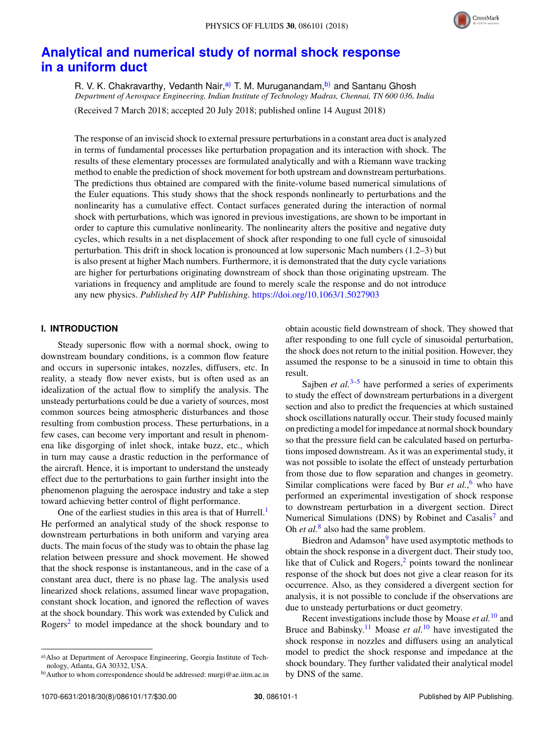# Analytical and numerical study of normal shock response in a uniform duct

R. V. K. Chakravarthy, Vedanth Nair,[a] T. M. Muruganandam,[b] and Santanu Ghosh

*Department of Aerospace Engineering, Indian Institute of Technology Madras, Chennai, TN 600 036, India*

(Received 7 March 2018; accepted 20 July 2018; published online 14 August 2018)

The response of an inviscid shock to external pressure perturbations in a constant area duct is analyzed in terms of fundamental processes like perturbation propagation and its interaction with shock. The results of these elementary processes are formulated analytically and with a Riemann wave tracking method to enable the prediction of shock movement for both upstream and downstream perturbations. The predictions thus obtained are compared with the finite-volume based numerical simulations of the Euler equations. This study shows that the shock responds nonlinearly to perturbations and the nonlinearity has a cumulative effect. Contact surfaces generated during the interaction of normal shock with perturbations, which was ignored in previous investigations, are shown to be important in order to capture this cumulative nonlinearity. The nonlinearity alters the positive and negative duty cycles, which results in a net displacement of shock after responding to one full cycle of sinusoidal perturbation. This drift in shock location is pronounced at low supersonic Mach numbers (1.2–3) but is also present at higher Mach numbers. Furthermore, it is demonstrated that the duty cycle variations are higher for perturbations originating downstream of shock than those originating upstream. The variations in frequency and amplitude are found to merely scale the response and do not introduce any new physics. *Published by AIP Publishing.* https://doi.org/10.1063/1.5027903

## I. INTRODUCTION

Steady supersonic flow with a normal shock, owing to downstream boundary conditions, is a common flow feature and occurs in supersonic intakes, nozzles, diffusers, etc. In reality, a steady flow never exists, but is often used as an idealization of the actual flow to simplify the analysis. The unsteady perturbations could be due a variety of sources, most common sources being atmospheric disturbances and those resulting from combustion process. These perturbations, in a few cases, can become very important and result in phenomena like disgorging of inlet shock, intake buzz, etc., which in turn may cause a drastic reduction in the performance of the aircraft. Hence, it is important to understand the unsteady effect due to the perturbations to gain further insight into the phenomenon plaguing the aerospace industry and take a step toward achieving better control of flight performance.

One of the earliest studies in this area is that of Hurrell.[1] He performed an analytical study of the shock response to downstream perturbations in both uniform and varying area ducts. The main focus of the study was to obtain the phase lag relation between pressure and shock movement. He showed that the shock response is instantaneous, and in the case of a constant area duct, there is no phase lag. The analysis used linearized shock relations, assumed linear wave propagation, constant shock location, and ignored the reflection of waves at the shock boundary. This work was extended by Culick and Rogers[2] to model impedance at the shock boundary and to obtain acoustic field downstream of shock. They showed that after responding to one full cycle of sinusoidal perturbation, the shock does not return to the initial position. However, they assumed the response to be a sinusoid in time to obtain this result.

Sajben *et al.*[3–5] have performed a series of experiments to study the effect of downstream perturbations in a divergent section and also to predict the frequencies at which sustained shock oscillations naturally occur. Their study focused mainly on predicting a model for impedance at normal shock boundary so that the pressure field can be calculated based on perturbations imposed downstream. As it was an experimental study, it was not possible to isolate the effect of unsteady perturbation from those due to flow separation and changes in geometry. Similar complications were faced by Bur *et al.*,[6] who have performed an experimental investigation of shock response to downstream perturbation in a divergent section. Direct Numerical Simulations (DNS) by Robinet and Casalis[7] and Oh *et al.*[8] also had the same problem.

Biedron and Adamson[9] have used asymptotic methods to obtain the shock response in a divergent duct. Their study too, like that of Culick and Rogers,[2] points toward the nonlinear response of the shock but does not give a clear reason for its occurrence. Also, as they considered a divergent section for analysis, it is not possible to conclude if the observations are due to unsteady perturbations or duct geometry.

Recent investigations include those by Moase *et al.*[10] and Bruce and Babinsky.[11] Moase *et al.*[10] have investigated the shock response in nozzles and diffusers using an analytical model to predict the shock response and impedance at the shock boundary. They further validated their analytical model by DNS of the same.

[a] Also at Department of Aerospace Engineering, Georgia Institute of Technology, Atlanta, GA 30332, USA.

[b] Author to whom correspondence should be addressed: murgi@ae.iitm.ac.in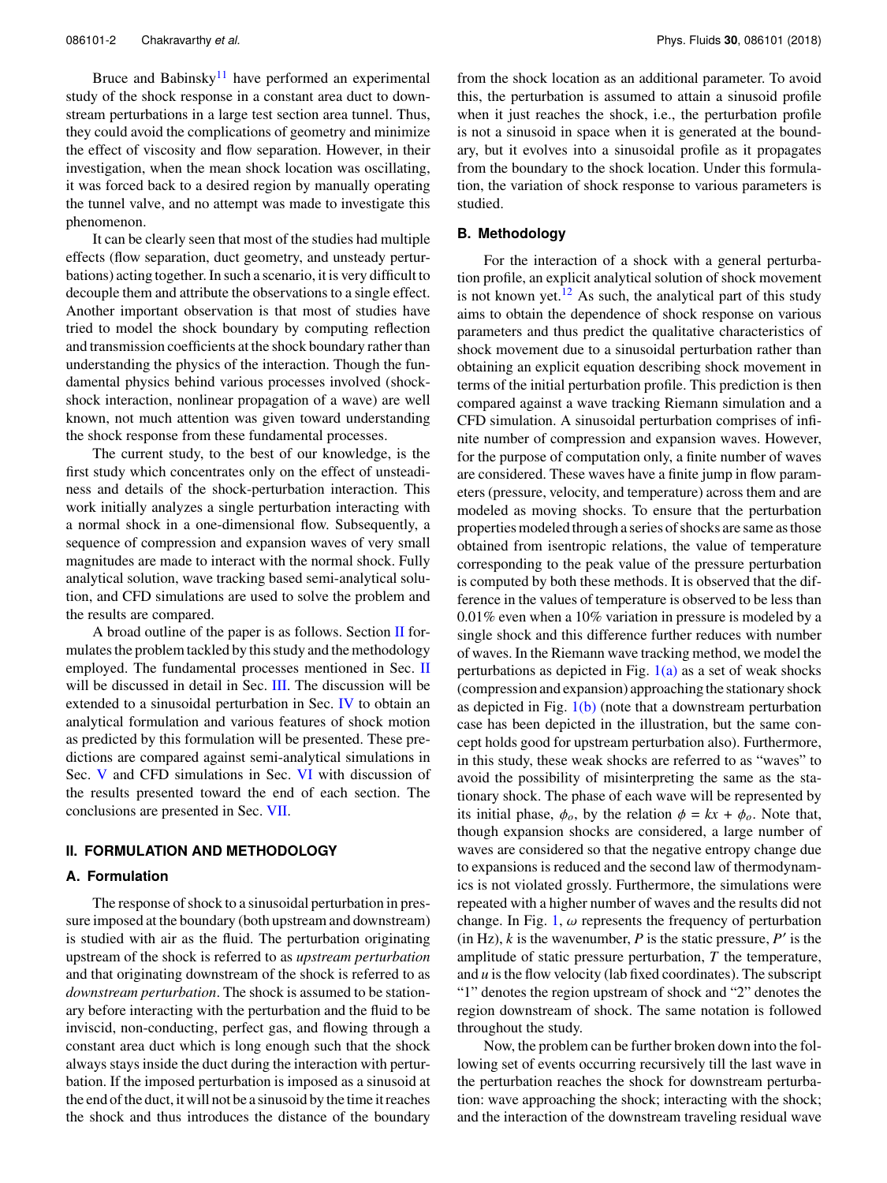Bruce and Babinsky[11] have performed an experimental study of the shock response in a constant area duct to downstream perturbations in a large test section area tunnel. Thus, they could avoid the complications of geometry and minimize the effect of viscosity and flow separation. However, in their investigation, when the mean shock location was oscillating, it was forced back to a desired region by manually operating the tunnel valve, and no attempt was made to investigate this phenomenon.

It can be clearly seen that most of the studies had multiple effects (flow separation, duct geometry, and unsteady perturbations) acting together. In such a scenario, it is very difficult to decouple them and attribute the observations to a single effect. Another important observation is that most of studies have tried to model the shock boundary by computing reflection and transmission coefficients at the shock boundary rather than understanding the physics of the interaction. Though the fundamental physics behind various processes involved (shock-shock interaction, nonlinear propagation of a wave) are well known, not much attention was given toward understanding the shock response from these fundamental processes.

The current study, to the best of our knowledge, is the first study which concentrates only on the effect of unsteadiness and details of the shock-perturbation interaction. This work initially analyzes a single perturbation interacting with a normal shock in a one-dimensional flow. Subsequently, a sequence of compression and expansion waves of very small magnitudes are made to interact with the normal shock. Fully analytical solution, wave tracking based semi-analytical solution, and CFD simulations are used to solve the problem and the results are compared.

A broad outline of the paper is as follows. Section II formulates the problem tackled by this study and the methodology employed. The fundamental processes mentioned in Sec. II will be discussed in detail in Sec. III. The discussion will be extended to a sinusoidal perturbation in Sec. IV to obtain an analytical formulation and various features of shock motion as predicted by this formulation will be presented. These predictions are compared against semi-analytical simulations in Sec. V and CFD simulations in Sec. VI with discussion of the results presented toward the end of each section. The conclusions are presented in Sec. VII.

## II. FORMULATION AND METHODOLOGY

### A. Formulation

The response of shock to a sinusoidal perturbation in pressure imposed at the boundary (both upstream and downstream) is studied with air as the fluid. The perturbation originating upstream of the shock is referred to as *upstream perturbation* and that originating downstream of the shock is referred to as *downstream perturbation*. The shock is assumed to be stationary before interacting with the perturbation and the fluid to be inviscid, non-conducting, perfect gas, and flowing through a constant area duct which is long enough such that the shock always stays inside the duct during the interaction with perturbation. If the imposed perturbation is imposed as a sinusoid at the end of the duct, it will not be a sinusoid by the time it reaches the shock and thus introduces the distance of the boundary from the shock location as an additional parameter. To avoid this, the perturbation is assumed to attain a sinusoid profile when it just reaches the shock, i.e., the perturbation profile is not a sinusoid in space when it is generated at the boundary, but it evolves into a sinusoidal profile as it propagates from the boundary to the shock location. Under this formulation, the variation of shock response to various parameters is studied.

### B. Methodology

For the interaction of a shock with a general perturbation profile, an explicit analytical solution of shock movement is not known yet.[12] As such, the analytical part of this study aims to obtain the dependence of shock response on various parameters and thus predict the qualitative characteristics of shock movement due to a sinusoidal perturbation rather than obtaining an explicit equation describing shock movement in terms of the initial perturbation profile. This prediction is then compared against a wave tracking Riemann simulation and a CFD simulation. A sinusoidal perturbation comprises of infinite number of compression and expansion waves. However, for the purpose of computation only, a finite number of waves are considered. These waves have a finite jump in flow parameters (pressure, velocity, and temperature) across them and are modeled as moving shocks. To ensure that the perturbation properties modeled through a series of shocks are same as those obtained from isentropic relations, the value of temperature corresponding to the peak value of the pressure perturbation is computed by both these methods. It is observed that the difference in the values of temperature is observed to be less than 0.01% even when a 10% variation in pressure is modeled by a single shock and this difference further reduces with number of waves. In the Riemann wave tracking method, we model the perturbations as depicted in Fig. 1(a) as a set of weak shocks (compression and expansion) approaching the stationary shock as depicted in Fig. 1(b) (note that a downstream perturbation case has been depicted in the illustration, but the same concept holds good for upstream perturbation also). Furthermore, in this study, these weak shocks are referred to as "waves" to avoid the possibility of misinterpreting the same as the stationary shock. The phase of each wave will be represented by its initial phase, $\phi_o$, by the relation $\phi = kx + \phi_o$. Note that, though expansion shocks are considered, a large number of waves are considered so that the negative entropy change due to expansions is reduced and the second law of thermodynamics is not violated grossly. Furthermore, the simulations were repeated with a higher number of waves and the results did not change. In Fig. 1, $\omega$ represents the frequency of perturbation (in Hz), $k$ is the wavenumber, $P$ is the static pressure, $P'$ is the amplitude of static pressure perturbation, $T$ the temperature, and $u$ is the flow velocity (lab fixed coordinates). The subscript "1" denotes the region upstream of shock and "2" denotes the region downstream of shock. The same notation is followed throughout the study.

Now, the problem can be further broken down into the following set of events occurring recursively till the last wave in the perturbation reaches the shock for downstream perturbation: wave approaching the shock; interacting with the shock; and the interaction of the downstream traveling residual wave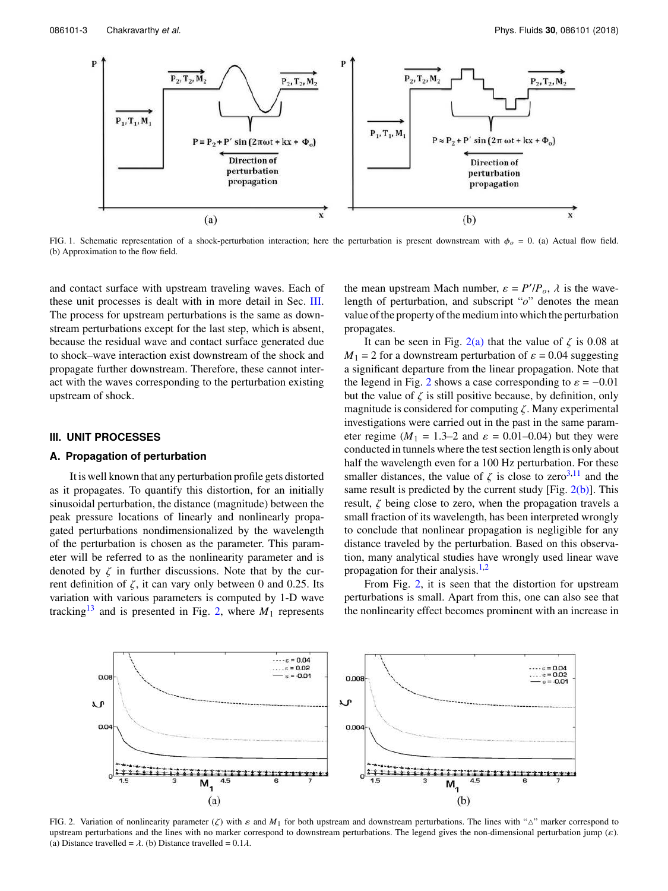FIG. 1. Schematic representation of a shock-perturbation interaction; here the perturbation is present downstream with $\phi_o = 0$. (a) Actual flow field. (b) Approximation to the flow field.

and contact surface with upstream traveling waves. Each of these unit processes is dealt with in more detail in Sec. III. The process for upstream perturbations is the same as downstream perturbations except for the last step, which is absent, because the residual wave and contact surface generated due to shock–wave interaction exist downstream of the shock and propagate further downstream. Therefore, these cannot interact with the waves corresponding to the perturbation existing upstream of shock.

## III. UNIT PROCESSES

### A. Propagation of perturbation

It is well known that any perturbation profile gets distorted as it propagates. To quantify this distortion, for an initially sinusoidal perturbation, the distance (magnitude) between the peak pressure locations of linearly and nonlinearly propagated perturbations nondimensionalized by the wavelength of the perturbation is chosen as the parameter. This parameter will be referred to as the nonlinearity parameter and is denoted by $\zeta$ in further discussions. Note that by the current definition of $\zeta$, it can vary only between 0 and 0.25. Its variation with various parameters is computed by 1-D wave tracking[13] and is presented in Fig. 2, where $M_1$ represents the mean upstream Mach number, $\varepsilon = P'/P_o$, $\lambda$ is the wavelength of perturbation, and subscript "$o$" denotes the mean value of the property of the medium into which the perturbation propagates.

It can be seen in Fig. 2(a) that the value of $\zeta$ is 0.08 at $M_1 = 2$ for a downstream perturbation of $\varepsilon = 0.04$ suggesting a significant departure from the linear propagation. Note that the legend in Fig. 2 shows a case corresponding to $\varepsilon = -0.01$ but the value of $\zeta$ is still positive because, by definition, only magnitude is considered for computing $\zeta$. Many experimental investigations were carried out in the past in the same parameter regime ($M_1 = 1.3$–2 and $\varepsilon = 0.01$–0.04) but they were conducted in tunnels where the test section length is only about half the wavelength even for a 100 Hz perturbation. For these smaller distances, the value of $\zeta$ is close to zero[3,11] and the same result is predicted by the current study [Fig. 2(b)]. This result, $\zeta$ being close to zero, when the propagation travels a small fraction of its wavelength, has been interpreted wrongly to conclude that nonlinear propagation is negligible for any distance traveled by the perturbation. Based on this observation, many analytical studies have wrongly used linear wave propagation for their analysis.[1,2]

From Fig. 2, it is seen that the distortion for upstream perturbations is small. Apart from this, one can also see that the nonlinearity effect becomes prominent with an increase in

FIG. 2. Variation of nonlinearity parameter ($\zeta$) with $\varepsilon$ and $M_1$ for both upstream and downstream perturbations. The lines with "△" marker correspond to upstream perturbations and the lines with no marker correspond to downstream perturbations. The legend gives the non-dimensional perturbation jump ($\varepsilon$). (a) Distance travelled = $\lambda$. (b) Distance travelled = $0.1\lambda$.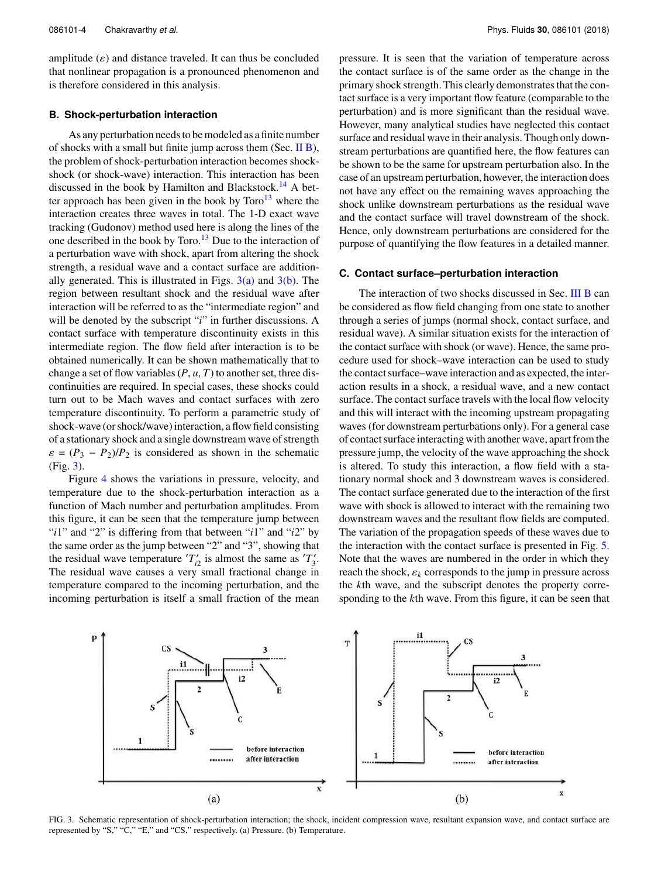amplitude ($\varepsilon$) and distance traveled. It can thus be concluded that nonlinear propagation is a pronounced phenomenon and is therefore considered in this analysis.

### B. Shock-perturbation interaction

As any perturbation needs to be modeled as a finite number of shocks with a small but finite jump across them (Sec. II B), the problem of shock-perturbation interaction becomes shock-shock (or shock-wave) interaction. This interaction has been discussed in the book by Hamilton and Blackstock.[14] A better approach has been given in the book by Toro[13] where the interaction creates three waves in total. The 1-D exact wave tracking (Gudonov) method used here is along the lines of the one described in the book by Toro.[13] Due to the interaction of a perturbation wave with shock, apart from altering the shock strength, a residual wave and a contact surface are additionally generated. This is illustrated in Figs. 3(a) and 3(b). The region between resultant shock and the residual wave after interaction will be referred to as the "intermediate region" and will be denoted by the subscript "$i$" in further discussions. A contact surface with temperature discontinuity exists in this intermediate region. The flow field after interaction is to be obtained numerically. It can be shown mathematically that to change a set of flow variables ($P$, $u$, $T$) to another set, three discontinuities are required. In special cases, these shocks could turn out to be Mach waves and contact surfaces with zero temperature discontinuity. To perform a parametric study of shock-wave (or shock/wave) interaction, a flow field consisting of a stationary shock and a single downstream wave of strength $\varepsilon = (P_3 - P_2)/P_2$ is considered as shown in the schematic (Fig. 3).

Figure 4 shows the variations in pressure, velocity, and temperature due to the shock-perturbation interaction as a function of Mach number and perturbation amplitudes. From this figure, it can be seen that the temperature jump between "$i1$" and "2" is differing from that between "$i1$" and "$i2$" by the same order as the jump between "2" and "3", showing that the residual wave temperature $'T'_{i2}$ is almost the same as $'T'_3$. The residual wave causes a very small fractional change in temperature compared to the incoming perturbation, and the incoming perturbation is itself a small fraction of the mean pressure. It is seen that the variation of temperature across the contact surface is of the same order as the change in the primary shock strength. This clearly demonstrates that the contact surface is a very important flow feature (comparable to the perturbation) and is more significant than the residual wave. However, many analytical studies have neglected this contact surface and residual wave in their analysis. Though only downstream perturbations are quantified here, the flow features can be shown to be the same for upstream perturbation also. In the case of an upstream perturbation, however, the interaction does not have any effect on the remaining waves approaching the shock unlike downstream perturbations as the residual wave and the contact surface will travel downstream of the shock. Hence, only downstream perturbations are considered for the purpose of quantifying the flow features in a detailed manner.

### C. Contact surface–perturbation interaction

The interaction of two shocks discussed in Sec. III B can be considered as flow field changing from one state to another through a series of jumps (normal shock, contact surface, and residual wave). A similar situation exists for the interaction of the contact surface with shock (or wave). Hence, the same procedure used for shock–wave interaction can be used to study the contact surface–wave interaction and as expected, the interaction results in a shock, a residual wave, and a new contact surface. The contact surface travels with the local flow velocity and this will interact with the incoming upstream propagating waves (for downstream perturbations only). For a general case of contact surface interacting with another wave, apart from the pressure jump, the velocity of the wave approaching the shock is altered. To study this interaction, a flow field with a stationary normal shock and 3 downstream waves is considered. The contact surface generated due to the interaction of the first wave with shock is allowed to interact with the remaining two downstream waves and the resultant flow fields are computed. The variation of the propagation speeds of these waves due to the interaction with the contact surface is presented in Fig. 5. Note that the waves are numbered in the order in which they reach the shock, $\varepsilon_k$ corresponds to the jump in pressure across the $k$th wave, and the subscript denotes the property corresponding to the $k$th wave. From this figure, it can be seen that

FIG. 3. Schematic representation of shock-perturbation interaction; the shock, incident compression wave, resultant expansion wave, and contact surface are represented by "S," "C," "E," and "CS," respectively. (a) Pressure. (b) Temperature.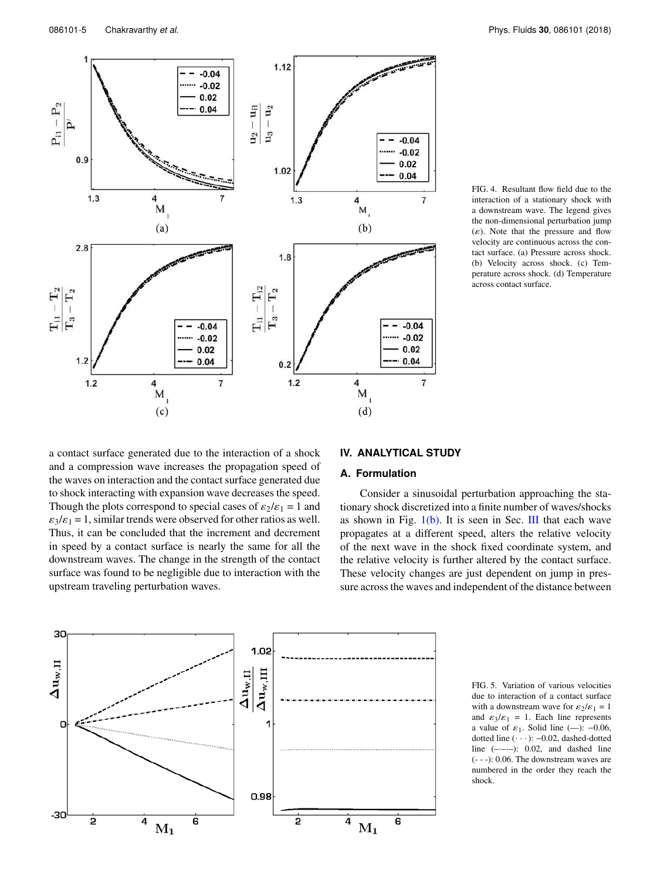FIG. 4. Resultant flow field due to the interaction of a stationary shock with a downstream wave. The legend gives the non-dimensional perturbation jump ($\varepsilon$). Note that the pressure and flow velocity are continuous across the contact surface. (a) Pressure across shock. (b) Velocity across shock. (c) Temperature across shock. (d) Temperature across contact surface.

a contact surface generated due to the interaction of a shock and a compression wave increases the propagation speed of the waves on interaction and the contact surface generated due to shock interacting with expansion wave decreases the speed. Though the plots correspond to special cases of $\varepsilon_2/\varepsilon_1 = 1$ and $\varepsilon_3/\varepsilon_1 = 1$, similar trends were observed for other ratios as well. Thus, it can be concluded that the increment and decrement in speed by a contact surface is nearly the same for all the downstream waves. The change in the strength of the contact surface was found to be negligible due to interaction with the upstream traveling perturbation waves.

## IV. ANALYTICAL STUDY

### A. Formulation

Consider a sinusoidal perturbation approaching the stationary shock discretized into a finite number of waves/shocks as shown in Fig. 1(b). It is seen in Sec. III that each wave propagates at a different speed, alters the relative velocity of the next wave in the shock fixed coordinate system, and the relative velocity is further altered by the contact surface. These velocity changes are just dependent on jump in pressure across the waves and independent of the distance between

FIG. 5. Variation of various velocities due to interaction of a contact surface with a downstream wave for $\varepsilon_2/\varepsilon_1 = 1$ and $\varepsilon_3/\varepsilon_1 = 1$. Each line represents a value of $\varepsilon_1$. Solid line (—): −0.06, dotted line (· · ·): −0.02, dashed-dotted line (–·–·–): 0.02, and dashed line (- - -): 0.06. The downstream waves are numbered in the order they reach the shock.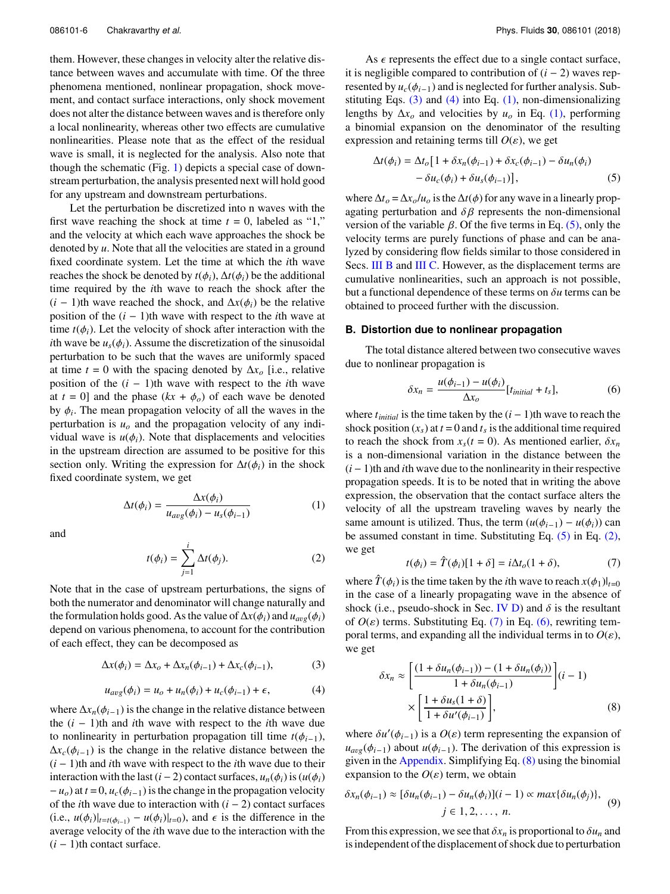them. However, these changes in velocity alter the relative distance between waves and accumulate with time. Of the three phenomena mentioned, nonlinear propagation, shock movement, and contact surface interactions, only shock movement does not alter the distance between waves and is therefore only a local nonlinearity, whereas other two effects are cumulative nonlinearities. Please note that as the effect of the residual wave is small, it is neglected for the analysis. Also note that though the schematic (Fig. 1) depicts a special case of downstream perturbation, the analysis presented next will hold good for any upstream and downstream perturbations.

Let the perturbation be discretized into n waves with the first wave reaching the shock at time $t = 0$, labeled as "1," and the velocity at which each wave approaches the shock be denoted by $u$. Note that all the velocities are stated in a ground fixed coordinate system. Let the time at which the $i$th wave reaches the shock be denoted by $t(\phi_i)$, $\Delta t(\phi_i)$ be the additional time required by the $i$th wave to reach the shock after the $(i-1)$th wave reached the shock, and $\Delta x(\phi_i)$ be the relative position of the $(i-1)$th wave with respect to the $i$th wave at time $t(\phi_i)$. Let the velocity of shock after interaction with the $i$th wave be $u_s(\phi_i)$. Assume the discretization of the sinusoidal perturbation to be such that the waves are uniformly spaced at time $t = 0$ with the spacing denoted by $\Delta x_o$ [i.e., relative position of the $(i-1)$th wave with respect to the $i$th wave at $t = 0$] and the phase $(kx + \phi_o)$ of each wave be denoted by $\phi_i$. The mean propagation velocity of all the waves in the perturbation is $u_o$ and the propagation velocity of any individual wave is $u(\phi_i)$. Note that displacements and velocities in the upstream direction are assumed to be positive for this section only. Writing the expression for $\Delta t(\phi_i)$ in the shock fixed coordinate system, we get

$$\Delta t(\phi_i) = \frac{\Delta x(\phi_i)}{u_{avg}(\phi_i) - u_s(\phi_{i-1})} \tag{1}$$

and

$$t(\phi_i) = \sum_{j=1}^{i} \Delta t(\phi_j). \tag{2}$$

Note that in the case of upstream perturbations, the signs of both the numerator and denominator will change naturally and the formulation holds good. As the value of $\Delta x(\phi_i)$ and $u_{avg}(\phi_i)$ depend on various phenomena, to account for the contribution of each effect, they can be decomposed as

$$\Delta x(\phi_i) = \Delta x_o + \Delta x_n(\phi_{i-1}) + \Delta x_c(\phi_{i-1}), \tag{3}$$

$$u_{avg}(\phi_i) = u_o + u_n(\phi_i) + u_c(\phi_{i-1}) + \epsilon, \tag{4}$$

where $\Delta x_n(\phi_{i-1})$ is the change in the relative distance between the $(i-1)$th and $i$th wave with respect to the $i$th wave due to nonlinearity in perturbation propagation till time $t(\phi_{i-1})$, $\Delta x_c(\phi_{i-1})$ is the change in the relative distance between the $(i-1)$th and $i$th wave with respect to the $i$th wave due to their interaction with the last $(i-2)$ contact surfaces, $u_n(\phi_i)$ is $(u(\phi_i) - u_o)$ at $t = 0$, $u_c(\phi_{i-1})$ is the change in the propagation velocity of the $i$th wave due to interaction with $(i-2)$ contact surfaces (i.e., $u(\phi_i)|_{t=t(\phi_{i-1})} - u(\phi_i)|_{t=0}$), and $\epsilon$ is the difference in the average velocity of the $i$th wave due to the interaction with the $(i-1)$th contact surface.

As $\epsilon$ represents the effect due to a single contact surface, it is negligible compared to contribution of $(i-2)$ waves represented by $u_c(\phi_{i-1})$ and is neglected for further analysis. Substituting Eqs. (3) and (4) into Eq. (1), non-dimensionalizing lengths by $\Delta x_o$ and velocities by $u_o$ in Eq. (1), performing a binomial expansion on the denominator of the resulting expression and retaining terms till $O(\varepsilon)$, we get

$$\Delta t(\phi_i) = \Delta t_o\big[1 + \delta x_n(\phi_{i-1}) + \delta x_c(\phi_{i-1}) - \delta u_n(\phi_i) - \delta u_c(\phi_i) + \delta u_s(\phi_{i-1})\big], \tag{5}$$

where $\Delta t_o = \Delta x_o/u_o$ is the $\Delta t(\phi)$ for any wave in a linearly propagating perturbation and $\delta\beta$ represents the non-dimensional version of the variable $\beta$. Of the five terms in Eq. (5), only the velocity terms are purely functions of phase and can be analyzed by considering flow fields similar to those considered in Secs. III B and III C. However, as the displacement terms are cumulative nonlinearities, such an approach is not possible, but a functional dependence of these terms on $\delta u$ terms can be obtained to proceed further with the discussion.

### B. Distortion due to nonlinear propagation

The total distance altered between two consecutive waves due to nonlinear propagation is

$$\delta x_n = \frac{u(\phi_{i-1}) - u(\phi_i)}{\Delta x_o}[t_{initial} + t_s], \tag{6}$$

where $t_{initial}$ is the time taken by the $(i-1)$th wave to reach the shock position $(x_s)$ at $t = 0$ and $t_s$ is the additional time required to reach the shock from $x_s(t = 0)$. As mentioned earlier, $\delta x_n$ is a non-dimensional variation in the distance between the $(i-1)$th and $i$th wave due to the nonlinearity in their respective propagation speeds. It is to be noted that in writing the above expression, the observation that the contact surface alters the velocity of all the upstream traveling waves by nearly the same amount is utilized. Thus, the term $(u(\phi_{i-1}) - u(\phi_i))$ can be assumed constant in time. Substituting Eq. (5) in Eq. (2), we get

$$t(\phi_i) = \hat{T}(\phi_i)[1 + \delta] = i\Delta t_o(1 + \delta), \tag{7}$$

where $\hat{T}(\phi_i)$ is the time taken by the $i$th wave to reach $x(\phi_1)|_{t=0}$ in the case of a linearly propagating wave in the absence of shock (i.e., pseudo-shock in Sec. IV D) and $\delta$ is the resultant of $O(\varepsilon)$ terms. Substituting Eq. (7) in Eq. (6), rewriting temporal terms, and expanding all the individual terms in to $O(\varepsilon)$, we get

$$\delta x_n \approx \left[\frac{(1 + \delta u_n(\phi_{i-1})) - (1 + \delta u_n(\phi_i))}{1 + \delta u_n(\phi_{i-1})}\right](i-1) \times \left[\frac{1 + \delta u_s(1 + \delta)}{1 + \delta u'(\phi_{i-1})}\right], \tag{8}$$

where $\delta u'(\phi_{i-1})$ is a $O(\varepsilon)$ term representing the expansion of $u_{avg}(\phi_{i-1})$ about $u(\phi_{i-1})$. The derivation of this expression is given in the Appendix. Simplifying Eq. (8) using the binomial expansion to the $O(\varepsilon)$ term, we obtain

$$\delta x_n(\phi_{i-1}) \approx [\delta u_n(\phi_{i-1}) - \delta u_n(\phi_i)](i-1) \propto max\{\delta u_n(\phi_j)\}, \quad j \in 1, 2, \ldots, n. \tag{9}$$

From this expression, we see that $\delta x_n$ is proportional to $\delta u_n$ and is independent of the displacement of shock due to perturbation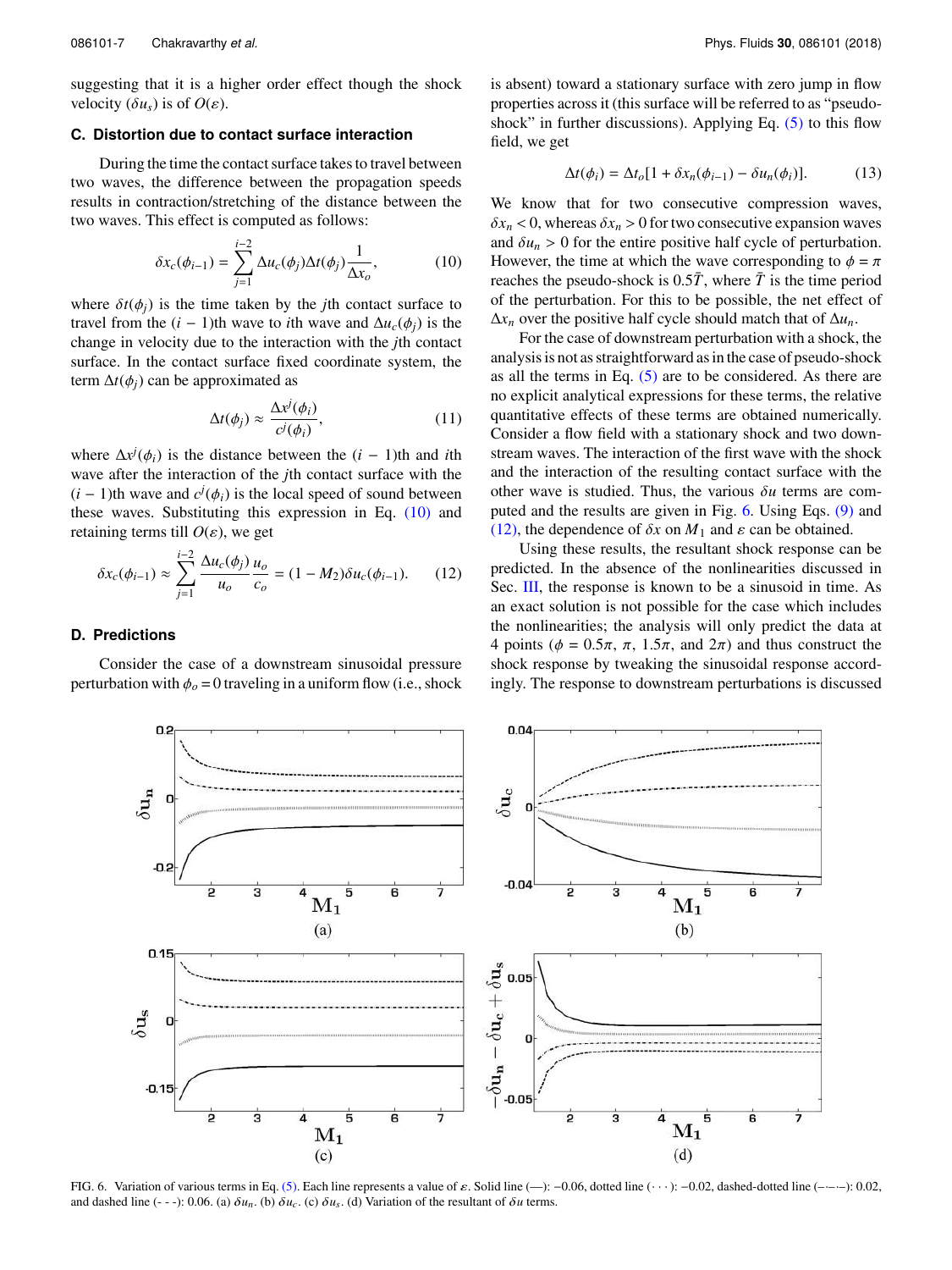suggesting that it is a higher order effect though the shock velocity ($\delta u_s$) is of $O(\varepsilon)$.

### C. Distortion due to contact surface interaction

During the time the contact surface takes to travel between two waves, the difference between the propagation speeds results in contraction/stretching of the distance between the two waves. This effect is computed as follows:

$$\delta x_c(\phi_{i-1}) = \sum_{j=1}^{i-2} \Delta u_c(\phi_j)\Delta t(\phi_j)\frac{1}{\Delta x_o}, \qquad (10)$$

where $\delta t(\phi_j)$ is the time taken by the $j$th contact surface to travel from the $(i-1)$th wave to $i$th wave and $\Delta u_c(\phi_j)$ is the change in velocity due to the interaction with the $j$th contact surface. In the contact surface fixed coordinate system, the term $\Delta t(\phi_j)$ can be approximated as

$$\Delta t(\phi_j) \approx \frac{\Delta x^j(\phi_i)}{c^j(\phi_i)}, \qquad (11)$$

where $\Delta x^j(\phi_i)$ is the distance between the $(i-1)$th and $i$th wave after the interaction of the $j$th contact surface with the $(i-1)$th wave and $c^j(\phi_i)$ is the local speed of sound between these waves. Substituting this expression in Eq. (10) and retaining terms till $O(\varepsilon)$, we get

$$\delta x_c(\phi_{i-1}) \approx \sum_{j=1}^{i-2} \frac{\Delta u_c(\phi_j)}{u_o}\frac{u_o}{c_o} = (1 - M_2)\delta u_c(\phi_{i-1}). \qquad (12)$$

### D. Predictions

Consider the case of a downstream sinusoidal pressure perturbation with $\phi_o = 0$ traveling in a uniform flow (i.e., shock is absent) toward a stationary surface with zero jump in flow properties across it (this surface will be referred to as "pseudo-shock" in further discussions). Applying Eq. (5) to this flow field, we get

$$\Delta t(\phi_i) = \Delta t_o[1 + \delta x_n(\phi_{i-1}) - \delta u_n(\phi_i)]. \qquad (13)$$

We know that for two consecutive compression waves, $\delta x_n < 0$, whereas $\delta x_n > 0$ for two consecutive expansion waves and $\delta u_n > 0$ for the entire positive half cycle of perturbation. However, the time at which the wave corresponding to $\phi = \pi$ reaches the pseudo-shock is $0.5\bar{T}$, where $\bar{T}$ is the time period of the perturbation. For this to be possible, the net effect of $\Delta x_n$ over the positive half cycle should match that of $\Delta u_n$.

For the case of downstream perturbation with a shock, the analysis is not as straightforward as in the case of pseudo-shock as all the terms in Eq. (5) are to be considered. As there are no explicit analytical expressions for these terms, the relative quantitative effects of these terms are obtained numerically. Consider a flow field with a stationary shock and two downstream waves. The interaction of the first wave with the shock and the interaction of the resulting contact surface with the other wave is studied. Thus, the various $\delta u$ terms are computed and the results are given in Fig. 6. Using Eqs. (9) and (12), the dependence of $\delta x$ on $M_1$ and $\varepsilon$ can be obtained.

Using these results, the resultant shock response can be predicted. In the absence of the nonlinearities discussed in Sec. III, the response is known to be a sinusoid in time. As an exact solution is not possible for the case which includes the nonlinearities; the analysis will only predict the data at 4 points ($\phi = 0.5\pi$, $\pi$, $1.5\pi$, and $2\pi$) and thus construct the shock response by tweaking the sinusoidal response accordingly. The response to downstream perturbations is discussed

FIG. 6. Variation of various terms in Eq. (5). Each line represents a value of $\varepsilon$. Solid line (—): −0.06, dotted line (· · ·): −0.02, dashed-dotted line (–·–·–): 0.02, and dashed line (- - -): 0.06. (a) $\delta u_n$. (b) $\delta u_c$. (c) $\delta u_s$. (d) Variation of the resultant of $\delta u$ terms.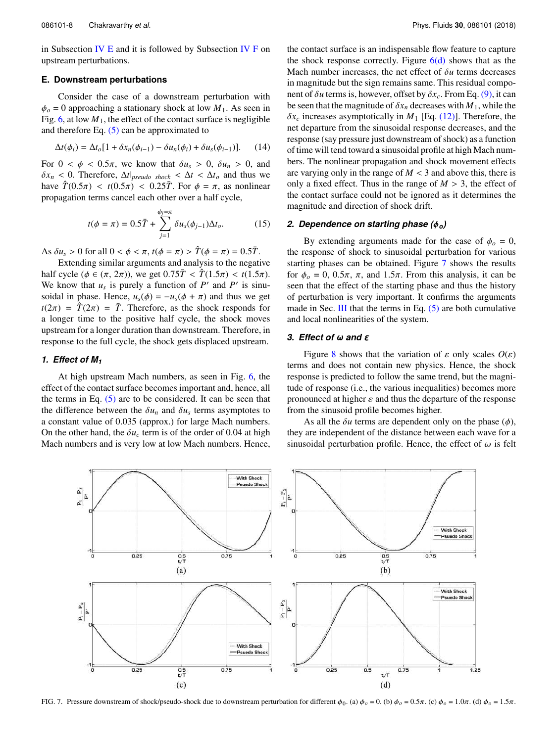in Subsection IV E and it is followed by Subsection IV F on upstream perturbations.

### E. Downstream perturbations

Consider the case of a downstream perturbation with $\phi_o = 0$ approaching a stationary shock at low $M_1$. As seen in Fig. 6, at low $M_1$, the effect of the contact surface is negligible and therefore Eq. (5) can be approximated to

$$\Delta t(\phi_i) = \Delta t_o[1 + \delta x_n(\phi_{i-1}) - \delta u_n(\phi_i) + \delta u_s(\phi_{i-1})]. \quad (14)$$

For $0 < \phi < 0.5\pi$, we know that $\delta u_s > 0$, $\delta u_n > 0$, and $\delta x_n < 0$. Therefore, $\Delta t|_{pseudo\ shock} < \Delta t < \Delta t_o$ and thus we have $\hat{T}(0.5\pi) < t(0.5\pi) < 0.25\bar{T}$. For $\phi = \pi$, as nonlinear propagation terms cancel each other over a half cycle,

$$t(\phi = \pi) = 0.5\bar{T} + \sum_{j=1}^{\phi_j=\pi} \delta u_s(\phi_{j-1})\Delta t_o. \quad (15)$$

As $\delta u_s > 0$ for all $0 < \phi < \pi$, $t(\phi = \pi) > \hat{T}(\phi = \pi) = 0.5\bar{T}$.

Extending similar arguments and analysis to the negative half cycle ($\phi \in (\pi, 2\pi)$), we get $0.75\bar{T} < \hat{T}(1.5\pi) < t(1.5\pi)$. We know that $u_s$ is purely a function of $P'$ and $P'$ is sinusoidal in phase. Hence, $u_s(\phi) = -u_s(\phi + \pi)$ and thus we get $t(2\pi) = \hat{T}(2\pi) = \bar{T}$. Therefore, as the shock responds for a longer time to the positive half cycle, the shock moves upstream for a longer duration than downstream. Therefore, in response to the full cycle, the shock gets displaced upstream.

#### 1. Effect of $M_1$

At high upstream Mach numbers, as seen in Fig. 6, the effect of the contact surface becomes important and, hence, all the terms in Eq. (5) are to be considered. It can be seen that the difference between the $\delta u_n$ and $\delta u_s$ terms asymptotes to a constant value of 0.035 (approx.) for large Mach numbers. On the other hand, the $\delta u_c$ term is of the order of 0.04 at high Mach numbers and is very low at low Mach numbers. Hence, the contact surface is an indispensable flow feature to capture the shock response correctly. Figure 6(d) shows that as the Mach number increases, the net effect of $\delta u$ terms decreases in magnitude but the sign remains same. This residual component of $\delta u$ terms is, however, offset by $\delta x_c$. From Eq. (9), it can be seen that the magnitude of $\delta x_n$ decreases with $M_1$, while the $\delta x_c$ increases asymptotically in $M_1$ [Eq. (12)]. Therefore, the net departure from the sinusoidal response decreases, and the response (say pressure just downstream of shock) as a function of time will tend toward a sinusoidal profile at high Mach numbers. The nonlinear propagation and shock movement effects are varying only in the range of $M < 3$ and above this, there is only a fixed effect. Thus in the range of $M > 3$, the effect of the contact surface could not be ignored as it determines the magnitude and direction of shock drift.

#### 2. Dependence on starting phase ($\phi_o$)

By extending arguments made for the case of $\phi_o = 0$, the response of shock to sinusoidal perturbation for various starting phases can be obtained. Figure 7 shows the results for $\phi_o = 0$, $0.5\pi$, $\pi$, and $1.5\pi$. From this analysis, it can be seen that the effect of the starting phase and thus the history of perturbation is very important. It confirms the arguments made in Sec. III that the terms in Eq. (5) are both cumulative and local nonlinearities of the system.

#### 3. Effect of $\omega$ and $\varepsilon$

Figure 8 shows that the variation of $\varepsilon$ only scales $O(\varepsilon)$ terms and does not contain new physics. Hence, the shock response is predicted to follow the same trend, but the magnitude of response (i.e., the various inequalities) becomes more pronounced at higher $\varepsilon$ and thus the departure of the response from the sinusoid profile becomes higher.

As all the $\delta u$ terms are dependent only on the phase ($\phi$), they are independent of the distance between each wave for a sinusoidal perturbation profile. Hence, the effect of $\omega$ is felt

FIG. 7. Pressure downstream of shock/pseudo-shock due to downstream perturbation for different $\phi_0$. (a) $\phi_o = 0$. (b) $\phi_o = 0.5\pi$. (c) $\phi_o = 1.0\pi$. (d) $\phi_o = 1.5\pi$.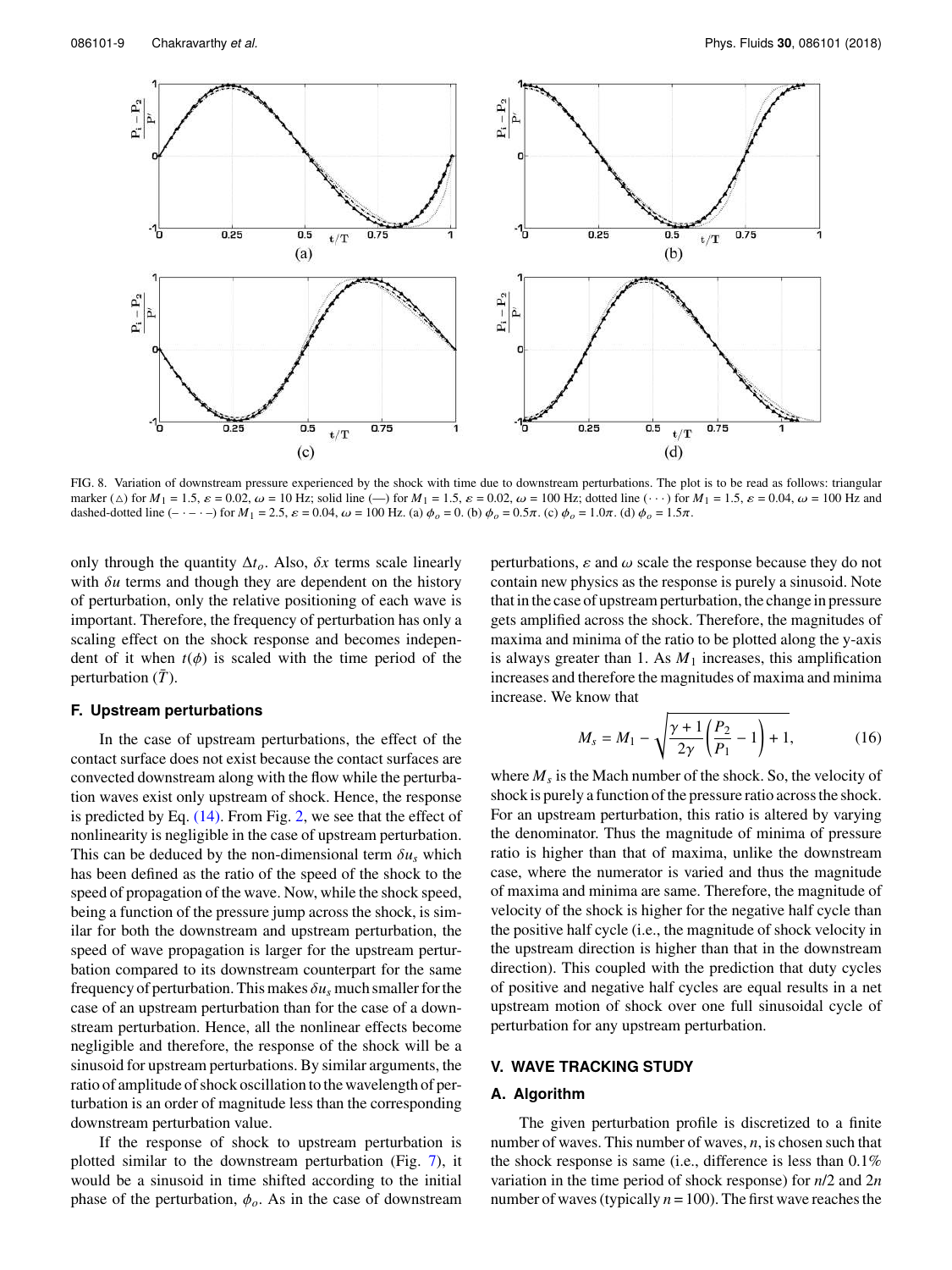FIG. 8. Variation of downstream pressure experienced by the shock with time due to downstream perturbations. The plot is to be read as follows: triangular marker (△) for $M_1 = 1.5$, $\varepsilon = 0.02$, $\omega = 10$ Hz; solid line (—) for $M_1 = 1.5$, $\varepsilon = 0.02$, $\omega = 100$ Hz; dotted line (· · ·) for $M_1 = 1.5$, $\varepsilon = 0.04$, $\omega = 100$ Hz and dashed-dotted line (– · – · –) for $M_1 = 2.5$, $\varepsilon = 0.04$, $\omega = 100$ Hz. (a) $\phi_o = 0$. (b) $\phi_o = 0.5\pi$. (c) $\phi_o = 1.0\pi$. (d) $\phi_o = 1.5\pi$.

only through the quantity $\Delta t_o$. Also, $\delta x$ terms scale linearly with $\delta u$ terms and though they are dependent on the history of perturbation, only the relative positioning of each wave is important. Therefore, the frequency of perturbation has only a scaling effect on the shock response and becomes independent of it when $t(\phi)$ is scaled with the time period of the perturbation ($\bar{T}$).

### F. Upstream perturbations

In the case of upstream perturbations, the effect of the contact surface does not exist because the contact surfaces are convected downstream along with the flow while the perturbation waves exist only upstream of shock. Hence, the response is predicted by Eq. (14). From Fig. 2, we see that the effect of nonlinearity is negligible in the case of upstream perturbation. This can be deduced by the non-dimensional term $\delta u_s$ which has been defined as the ratio of the speed of the shock to the speed of propagation of the wave. Now, while the shock speed, being a function of the pressure jump across the shock, is similar for both the downstream and upstream perturbation, the speed of wave propagation is larger for the upstream perturbation compared to its downstream counterpart for the same frequency of perturbation. This makes $\delta u_s$ much smaller for the case of an upstream perturbation than for the case of a downstream perturbation. Hence, all the nonlinear effects become negligible and therefore, the response of the shock will be a sinusoid for upstream perturbations. By similar arguments, the ratio of amplitude of shock oscillation to the wavelength of perturbation is an order of magnitude less than the corresponding downstream perturbation value.

If the response of shock to upstream perturbation is plotted similar to the downstream perturbation (Fig. 7), it would be a sinusoid in time shifted according to the initial phase of the perturbation, $\phi_o$. As in the case of downstream perturbations, $\varepsilon$ and $\omega$ scale the response because they do not contain new physics as the response is purely a sinusoid. Note that in the case of upstream perturbation, the change in pressure gets amplified across the shock. Therefore, the magnitudes of maxima and minima of the ratio to be plotted along the y-axis is always greater than 1. As $M_1$ increases, this amplification increases and therefore the magnitudes of maxima and minima increase. We know that

$$M_s = M_1 - \sqrt{\frac{\gamma + 1}{2\gamma}\left(\frac{P_2}{P_1} - 1\right) + 1}, \qquad (16)$$

where $M_s$ is the Mach number of the shock. So, the velocity of shock is purely a function of the pressure ratio across the shock. For an upstream perturbation, this ratio is altered by varying the denominator. Thus the magnitude of minima of pressure ratio is higher than that of maxima, unlike the downstream case, where the numerator is varied and thus the magnitude of maxima and minima are same. Therefore, the magnitude of velocity of the shock is higher for the negative half cycle than the positive half cycle (i.e., the magnitude of shock velocity in the upstream direction is higher than that in the downstream direction). This coupled with the prediction that duty cycles of positive and negative half cycles are equal results in a net upstream motion of shock over one full sinusoidal cycle of perturbation for any upstream perturbation.

## V. WAVE TRACKING STUDY

### A. Algorithm

The given perturbation profile is discretized to a finite number of waves. This number of waves, $n$, is chosen such that the shock response is same (i.e., difference is less than 0.1% variation in the time period of shock response) for $n/2$ and $2n$ number of waves (typically $n = 100$). The first wave reaches the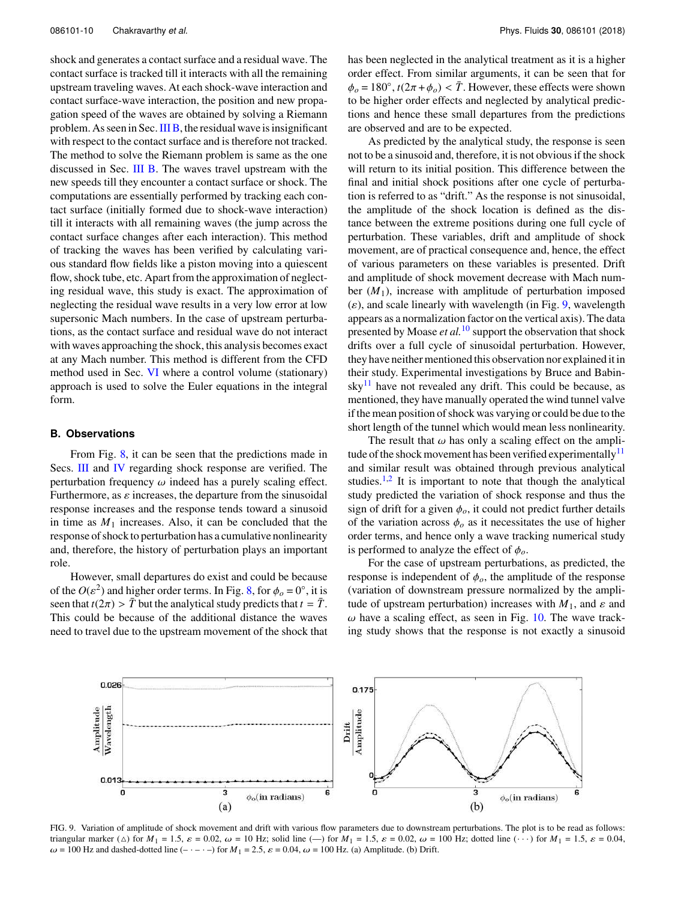shock and generates a contact surface and a residual wave. The contact surface is tracked till it interacts with all the remaining upstream traveling waves. At each shock-wave interaction and contact surface-wave interaction, the position and new propagation speed of the waves are obtained by solving a Riemann problem. As seen in Sec. III B, the residual wave is insignificant with respect to the contact surface and is therefore not tracked. The method to solve the Riemann problem is same as the one discussed in Sec. III B. The waves travel upstream with the new speeds till they encounter a contact surface or shock. The computations are essentially performed by tracking each contact surface (initially formed due to shock-wave interaction) till it interacts with all remaining waves (the jump across the contact surface changes after each interaction). This method of tracking the waves has been verified by calculating various standard flow fields like a piston moving into a quiescent flow, shock tube, etc. Apart from the approximation of neglecting residual wave, this study is exact. The approximation of neglecting the residual wave results in a very low error at low supersonic Mach numbers. In the case of upstream perturbations, as the contact surface and residual wave do not interact with waves approaching the shock, this analysis becomes exact at any Mach number. This method is different from the CFD method used in Sec. VI where a control volume (stationary) approach is used to solve the Euler equations in the integral form.

### B. Observations

From Fig. 8, it can be seen that the predictions made in Secs. III and IV regarding shock response are verified. The perturbation frequency $\omega$ indeed has a purely scaling effect. Furthermore, as $\varepsilon$ increases, the departure from the sinusoidal response increases and the response tends toward a sinusoid in time as $M_1$ increases. Also, it can be concluded that the response of shock to perturbation has a cumulative nonlinearity and, therefore, the history of perturbation plays an important role.

However, small departures do exist and could be because of the $O(\varepsilon^2)$ and higher order terms. In Fig. 8, for $\phi_o = 0°$, it is seen that $t(2\pi) > \bar{T}$ but the analytical study predicts that $t = \bar{T}$. This could be because of the additional distance the waves need to travel due to the upstream movement of the shock that has been neglected in the analytical treatment as it is a higher order effect. From similar arguments, it can be seen that for $\phi_o = 180°$, $t(2\pi + \phi_o) < \bar{T}$. However, these effects were shown to be higher order effects and neglected by analytical predictions and hence these small departures from the predictions are observed and are to be expected.

As predicted by the analytical study, the response is seen not to be a sinusoid and, therefore, it is not obvious if the shock will return to its initial position. This difference between the final and initial shock positions after one cycle of perturbation is referred to as "drift." As the response is not sinusoidal, the amplitude of the shock location is defined as the distance between the extreme positions during one full cycle of perturbation. These variables, drift and amplitude of shock movement, are of practical consequence and, hence, the effect of various parameters on these variables is presented. Drift and amplitude of shock movement decrease with Mach number ($M_1$), increase with amplitude of perturbation imposed ($\varepsilon$), and scale linearly with wavelength (in Fig. 9, wavelength appears as a normalization factor on the vertical axis). The data presented by Moase *et al.*[10] support the observation that shock drifts over a full cycle of sinusoidal perturbation. However, they have neither mentioned this observation nor explained it in their study. Experimental investigations by Bruce and Babinsky[11] have not revealed any drift. This could be because, as mentioned, they have manually operated the wind tunnel valve if the mean position of shock was varying or could be due to the short length of the tunnel which would mean less nonlinearity.

The result that $\omega$ has only a scaling effect on the amplitude of the shock movement has been verified experimentally[11] and similar result was obtained through previous analytical studies.[1,2] It is important to note that though the analytical study predicted the variation of shock response and thus the sign of drift for a given $\phi_o$, it could not predict further details of the variation across $\phi_o$ as it necessitates the use of higher order terms, and hence only a wave tracking numerical study is performed to analyze the effect of $\phi_o$.

For the case of upstream perturbations, as predicted, the response is independent of $\phi_o$, the amplitude of the response (variation of downstream pressure normalized by the amplitude of upstream perturbation) increases with $M_1$, and $\varepsilon$ and $\omega$ have a scaling effect, as seen in Fig. 10. The wave tracking study shows that the response is not exactly a sinusoid

FIG. 9. Variation of amplitude of shock movement and drift with various flow parameters due to downstream perturbations. The plot is to be read as follows: triangular marker (△) for $M_1 = 1.5$, $\varepsilon = 0.02$, $\omega = 10$ Hz; solid line (—) for $M_1 = 1.5$, $\varepsilon = 0.02$, $\omega = 100$ Hz; dotted line (···) for $M_1 = 1.5$, $\varepsilon = 0.04$, $\omega = 100$ Hz and dashed-dotted line (– · – · –) for $M_1 = 2.5$, $\varepsilon = 0.04$, $\omega = 100$ Hz. (a) Amplitude. (b) Drift.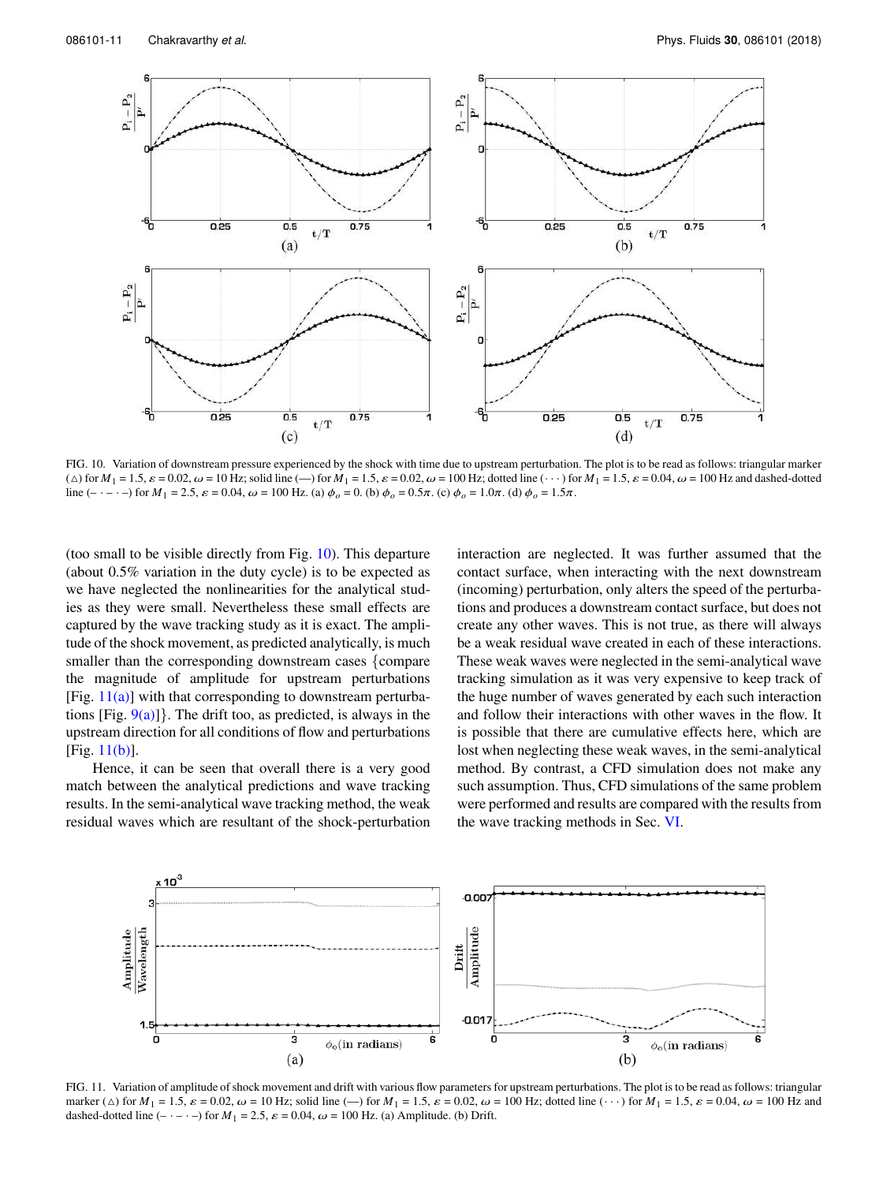FIG. 10. Variation of downstream pressure experienced by the shock with time due to upstream perturbation. The plot is to be read as follows: triangular marker (△) for $M_1 = 1.5$, $\varepsilon = 0.02$, $\omega = 10$ Hz; solid line (—) for $M_1 = 1.5$, $\varepsilon = 0.02$, $\omega = 100$ Hz; dotted line (· · ·) for $M_1 = 1.5$, $\varepsilon = 0.04$, $\omega = 100$ Hz and dashed-dotted line (– · – · –) for $M_1 = 2.5$, $\varepsilon = 0.04$, $\omega = 100$ Hz. (a) $\phi_o = 0$. (b) $\phi_o = 0.5\pi$. (c) $\phi_o = 1.0\pi$. (d) $\phi_o = 1.5\pi$.

(too small to be visible directly from Fig. 10). This departure (about 0.5% variation in the duty cycle) is to be expected as we have neglected the nonlinearities for the analytical studies as they were small. Nevertheless these small effects are captured by the wave tracking study as it is exact. The amplitude of the shock movement, as predicted analytically, is much smaller than the corresponding downstream cases {compare the magnitude of amplitude for upstream perturbations [Fig. 11(a)] with that corresponding to downstream perturbations [Fig. 9(a)]}. The drift too, as predicted, is always in the upstream direction for all conditions of flow and perturbations [Fig. 11(b)].

Hence, it can be seen that overall there is a very good match between the analytical predictions and wave tracking results. In the semi-analytical wave tracking method, the weak residual waves which are resultant of the shock-perturbation interaction are neglected. It was further assumed that the contact surface, when interacting with the next downstream (incoming) perturbation, only alters the speed of the perturbations and produces a downstream contact surface, but does not create any other waves. This is not true, as there will always be a weak residual wave created in each of these interactions. These weak waves were neglected in the semi-analytical wave tracking simulation as it was very expensive to keep track of the huge number of waves generated by each such interaction and follow their interactions with other waves in the flow. It is possible that there are cumulative effects here, which are lost when neglecting these weak waves, in the semi-analytical method. By contrast, a CFD simulation does not make any such assumption. Thus, CFD simulations of the same problem were performed and results are compared with the results from the wave tracking methods in Sec. VI.

FIG. 11. Variation of amplitude of shock movement and drift with various flow parameters for upstream perturbations. The plot is to be read as follows: triangular marker (△) for $M_1 = 1.5$, $\varepsilon = 0.02$, $\omega = 10$ Hz; solid line (—) for $M_1 = 1.5$, $\varepsilon = 0.02$, $\omega = 100$ Hz; dotted line (· · ·) for $M_1 = 1.5$, $\varepsilon = 0.04$, $\omega = 100$ Hz and dashed-dotted line (– · – · –) for $M_1 = 2.5$, $\varepsilon = 0.04$, $\omega = 100$ Hz. (a) Amplitude. (b) Drift.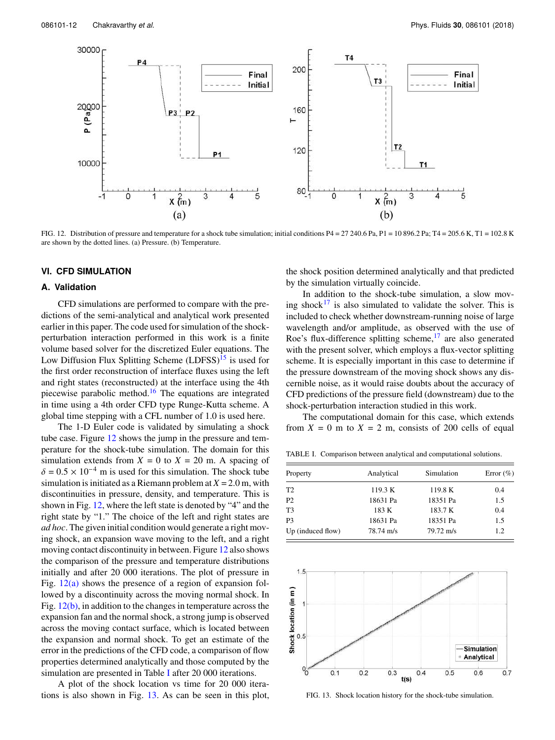FIG. 12. Distribution of pressure and temperature for a shock tube simulation; initial conditions P4 = 27 240.6 Pa, P1 = 10 896.2 Pa; T4 = 205.6 K, T1 = 102.8 K are shown by the dotted lines. (a) Pressure. (b) Temperature.

## VI. CFD SIMULATION

### A. Validation

CFD simulations are performed to compare with the predictions of the semi-analytical and analytical work presented earlier in this paper. The code used for simulation of the shock-perturbation interaction performed in this work is a finite volume based solver for the discretized Euler equations. The Low Diffusion Flux Splitting Scheme (LDFSS)[15] is used for the first order reconstruction of interface fluxes using the left and right states (reconstructed) at the interface using the 4th piecewise parabolic method.[16] The equations are integrated in time using a 4th order CFD type Runge-Kutta scheme. A global time stepping with a CFL number of 1.0 is used here.

The 1-D Euler code is validated by simulating a shock tube case. Figure 12 shows the jump in the pressure and temperature for the shock-tube simulation. The domain for this simulation extends from $X = 0$ to $X = 20$ m. A spacing of $\delta = 0.5 \times 10^{-4}$ m is used for this simulation. The shock tube simulation is initiated as a Riemann problem at $X = 2.0$ m, with discontinuities in pressure, density, and temperature. This is shown in Fig. 12, where the left state is denoted by "4" and the right state by "1." The choice of the left and right states are *ad hoc*. The given initial condition would generate a right moving shock, an expansion wave moving to the left, and a right moving contact discontinuity in between. Figure 12 also shows the comparison of the pressure and temperature distributions initially and after 20 000 iterations. The plot of pressure in Fig. 12(a) shows the presence of a region of expansion followed by a discontinuity across the moving normal shock. In Fig. 12(b), in addition to the changes in temperature across the expansion fan and the normal shock, a strong jump is observed across the moving contact surface, which is located between the expansion and normal shock. To get an estimate of the error in the predictions of the CFD code, a comparison of flow properties determined analytically and those computed by the simulation are presented in Table I after 20 000 iterations.

A plot of the shock location vs time for 20 000 iterations is also shown in Fig. 13. As can be seen in this plot, the shock position determined analytically and that predicted by the simulation virtually coincide.

In addition to the shock-tube simulation, a slow moving shock[17] is also simulated to validate the solver. This is included to check whether downstream-running noise of large wavelength and/or amplitude, as observed with the use of Roe's flux-difference splitting scheme,[17] are also generated with the present solver, which employs a flux-vector splitting scheme. It is especially important in this case to determine if the pressure downstream of the moving shock shows any discernible noise, as it would raise doubts about the accuracy of CFD predictions of the pressure field (downstream) due to the shock-perturbation interaction studied in this work.

The computational domain for this case, which extends from $X = 0$ m to $X = 2$ m, consists of 200 cells of equal

TABLE I. Comparison between analytical and computational solutions.

| Property | Analytical | Simulation | Error (%) |
|---|---|---|---|
| T2 | 119.3 K | 119.8 K | 0.4 |
| P2 | 18631 Pa | 18351 Pa | 1.5 |
| T3 | 183 K | 183.7 K | 0.4 |
| P3 | 18631 Pa | 18351 Pa | 1.5 |
| Up (induced flow) | 78.74 m/s | 79.72 m/s | 1.2 |

FIG. 13. Shock location history for the shock-tube simulation.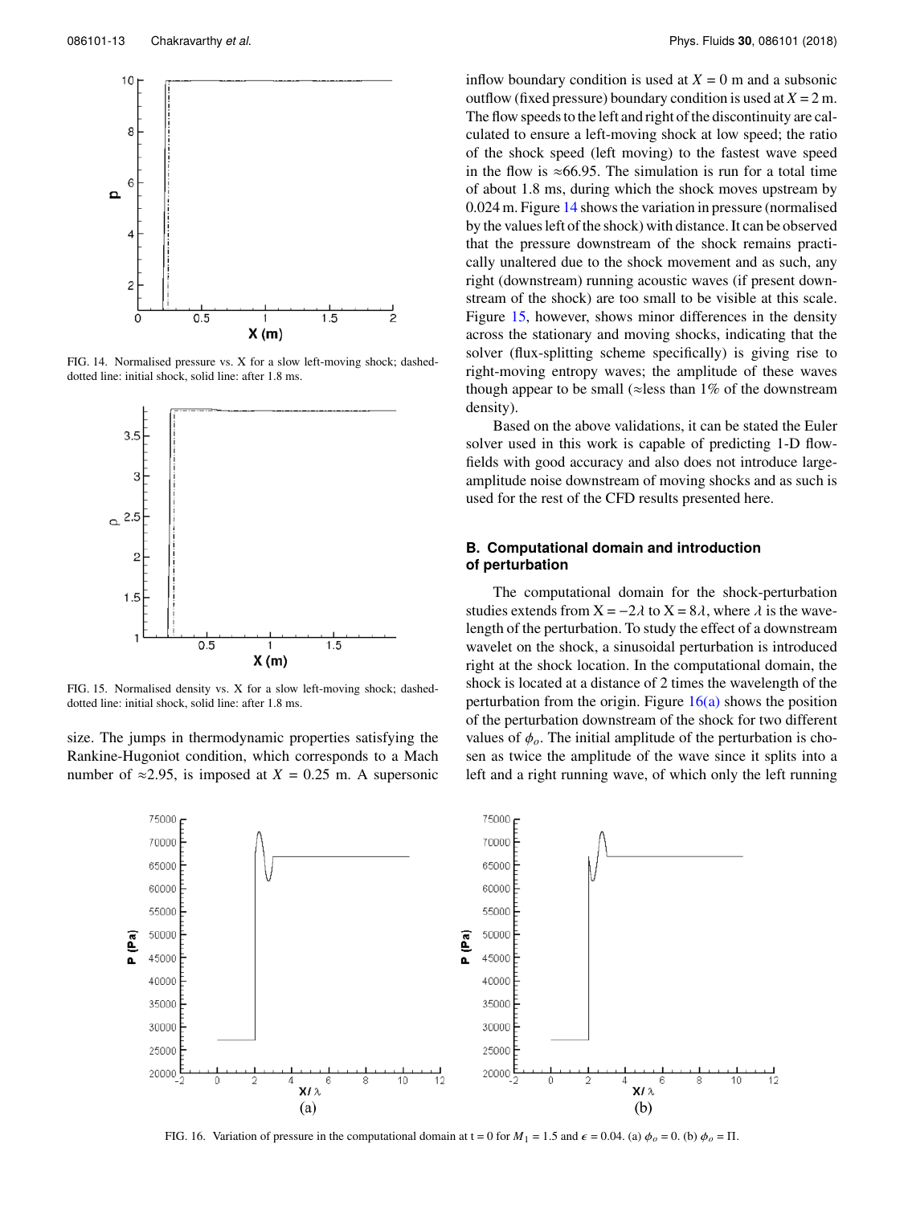FIG. 14. Normalised pressure vs. X for a slow left-moving shock; dashed-dotted line: initial shock, solid line: after 1.8 ms.

FIG. 15. Normalised density vs. X for a slow left-moving shock; dashed-dotted line: initial shock, solid line: after 1.8 ms.

size. The jumps in thermodynamic properties satisfying the Rankine-Hugoniot condition, which corresponds to a Mach number of ≈2.95, is imposed at $X$ = 0.25 m. A supersonic inflow boundary condition is used at $X$ = 0 m and a subsonic outflow (fixed pressure) boundary condition is used at $X$ = 2 m. The flow speeds to the left and right of the discontinuity are calculated to ensure a left-moving shock at low speed; the ratio of the shock speed (left moving) to the fastest wave speed in the flow is ≈66.95. The simulation is run for a total time of about 1.8 ms, during which the shock moves upstream by 0.024 m. Figure 14 shows the variation in pressure (normalised by the values left of the shock) with distance. It can be observed that the pressure downstream of the shock remains practically unaltered due to the shock movement and as such, any right (downstream) running acoustic waves (if present downstream of the shock) are too small to be visible at this scale. Figure 15, however, shows minor differences in the density across the stationary and moving shocks, indicating that the solver (flux-splitting scheme specifically) is giving rise to right-moving entropy waves; the amplitude of these waves though appear to be small (≈less than 1% of the downstream density).

Based on the above validations, it can be stated the Euler solver used in this work is capable of predicting 1-D flow-fields with good accuracy and also does not introduce large-amplitude noise downstream of moving shocks and as such is used for the rest of the CFD results presented here.

### B. Computational domain and introduction of perturbation

The computational domain for the shock-perturbation studies extends from X = $-2\lambda$ to X = $8\lambda$, where $\lambda$ is the wavelength of the perturbation. To study the effect of a downstream wavelet on the shock, a sinusoidal perturbation is introduced right at the shock location. In the computational domain, the shock is located at a distance of 2 times the wavelength of the perturbation from the origin. Figure 16(a) shows the position of the perturbation downstream of the shock for two different values of $\phi_o$. The initial amplitude of the perturbation is chosen as twice the amplitude of the wave since it splits into a left and a right running wave, of which only the left running

FIG. 16. Variation of pressure in the computational domain at t = 0 for $M_1$ = 1.5 and $\epsilon$ = 0.04. (a) $\phi_o$ = 0. (b) $\phi_o$ = Π.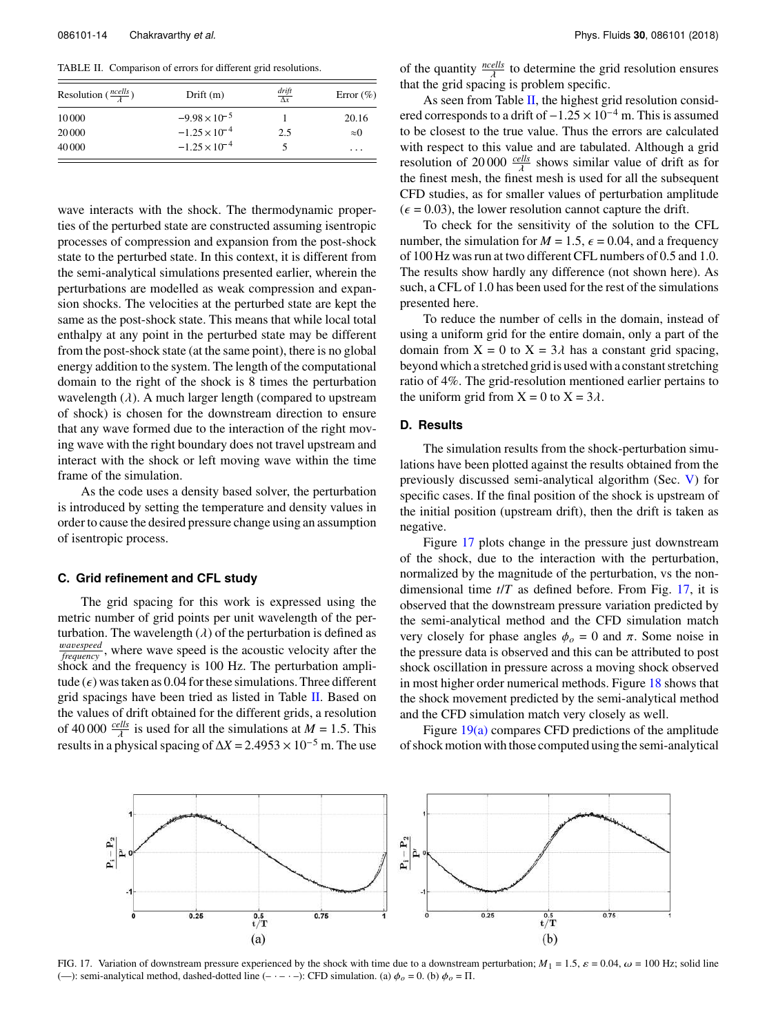TABLE II. Comparison of errors for different grid resolutions.

| Resolution ($\frac{ncells}{\lambda}$) | Drift (m) | $\frac{drift}{\Delta x}$ | Error (%) |
|---|---|---|---|
| 10 000 | $-9.98 \times 10^{-5}$ | 1 | 20.16 |
| 20 000 | $-1.25 \times 10^{-4}$ | 2.5 | ≈0 |
| 40 000 | $-1.25 \times 10^{-4}$ | 5 | ... |

wave interacts with the shock. The thermodynamic properties of the perturbed state are constructed assuming isentropic processes of compression and expansion from the post-shock state to the perturbed state. In this context, it is different from the semi-analytical simulations presented earlier, wherein the perturbations are modelled as weak compression and expansion shocks. The velocities at the perturbed state are kept the same as the post-shock state. This means that while local total enthalpy at any point in the perturbed state may be different from the post-shock state (at the same point), there is no global energy addition to the system. The length of the computational domain to the right of the shock is 8 times the perturbation wavelength ($\lambda$). A much larger length (compared to upstream of shock) is chosen for the downstream direction to ensure that any wave formed due to the interaction of the right moving wave with the right boundary does not travel upstream and interact with the shock or left moving wave within the time frame of the simulation.

As the code uses a density based solver, the perturbation is introduced by setting the temperature and density values in order to cause the desired pressure change using an assumption of isentropic process.

### C. Grid refinement and CFL study

The grid spacing for this work is expressed using the metric number of grid points per unit wavelength of the perturbation. The wavelength ($\lambda$) of the perturbation is defined as $\frac{wavespeed}{frequency}$, where wave speed is the acoustic velocity after the shock and the frequency is 100 Hz. The perturbation amplitude ($\epsilon$) was taken as 0.04 for these simulations. Three different grid spacings have been tried as listed in Table II. Based on the values of drift obtained for the different grids, a resolution of 40 000 $\frac{cells}{\lambda}$ is used for all the simulations at $M = 1.5$. This results in a physical spacing of $\Delta X = 2.4953 \times 10^{-5}$ m. The use of the quantity $\frac{ncells}{\lambda}$ to determine the grid resolution ensures that the grid spacing is problem specific.

As seen from Table II, the highest grid resolution considered corresponds to a drift of $-1.25 \times 10^{-4}$ m. This is assumed to be closest to the true value. Thus the errors are calculated with respect to this value and are tabulated. Although a grid resolution of 20 000 $\frac{cells}{\lambda}$ shows similar value of drift as for the finest mesh, the finest mesh is used for all the subsequent CFD studies, as for smaller values of perturbation amplitude ($\epsilon = 0.03$), the lower resolution cannot capture the drift.

To check for the sensitivity of the solution to the CFL number, the simulation for $M = 1.5$, $\epsilon = 0.04$, and a frequency of 100 Hz was run at two different CFL numbers of 0.5 and 1.0. The results show hardly any difference (not shown here). As such, a CFL of 1.0 has been used for the rest of the simulations presented here.

To reduce the number of cells in the domain, instead of using a uniform grid for the entire domain, only a part of the domain from X = 0 to X = $3\lambda$ has a constant grid spacing, beyond which a stretched grid is used with a constant stretching ratio of 4%. The grid-resolution mentioned earlier pertains to the uniform grid from X = 0 to X = $3\lambda$.

### D. Results

The simulation results from the shock-perturbation simulations have been plotted against the results obtained from the previously discussed semi-analytical algorithm (Sec. V) for specific cases. If the final position of the shock is upstream of the initial position (upstream drift), then the drift is taken as negative.

Figure 17 plots change in the pressure just downstream of the shock, due to the interaction with the perturbation, normalized by the magnitude of the perturbation, vs the non-dimensional time $t/T$ as defined before. From Fig. 17, it is observed that the downstream pressure variation predicted by the semi-analytical method and the CFD simulation match very closely for phase angles $\phi_o = 0$ and $\pi$. Some noise in the pressure data is observed and this can be attributed to post shock oscillation in pressure across a moving shock observed in most higher order numerical methods. Figure 18 shows that the shock movement predicted by the semi-analytical method and the CFD simulation match very closely as well.

Figure 19(a) compares CFD predictions of the amplitude of shock motion with those computed using the semi-analytical

FIG. 17. Variation of downstream pressure experienced by the shock with time due to a downstream perturbation; $M_1 = 1.5$, $\epsilon = 0.04$, $\omega = 100$ Hz; solid line (—): semi-analytical method, dashed-dotted line (– · – · –): CFD simulation. (a) $\phi_o = 0$. (b) $\phi_o = \Pi$.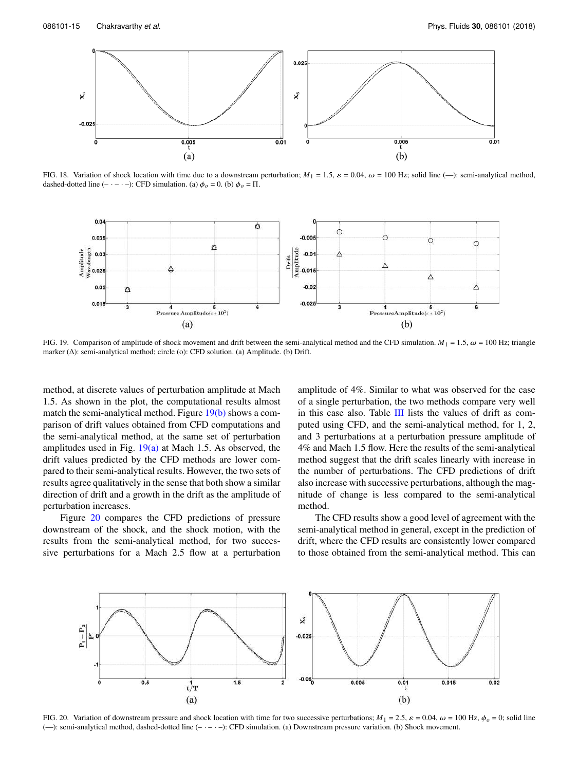FIG. 18. Variation of shock location with time due to a downstream perturbation; $M_1$ = 1.5, $\varepsilon$ = 0.04, $\omega$ = 100 Hz; solid line (—): semi-analytical method, dashed-dotted line (– · – · –): CFD simulation. (a) $\phi_o$ = 0. (b) $\phi_o$ = Π.

FIG. 19. Comparison of amplitude of shock movement and drift between the semi-analytical method and the CFD simulation. $M_1$ = 1.5, $\omega$ = 100 Hz; triangle marker (Δ): semi-analytical method; circle (o): CFD solution. (a) Amplitude. (b) Drift.

method, at discrete values of perturbation amplitude at Mach 1.5. As shown in the plot, the computational results almost match the semi-analytical method. Figure 19(b) shows a comparison of drift values obtained from CFD computations and the semi-analytical method, at the same set of perturbation amplitudes used in Fig. 19(a) at Mach 1.5. As observed, the drift values predicted by the CFD methods are lower compared to their semi-analytical results. However, the two sets of results agree qualitatively in the sense that both show a similar direction of drift and a growth in the drift as the amplitude of perturbation increases.

Figure 20 compares the CFD predictions of pressure downstream of the shock, and the shock motion, with the results from the semi-analytical method, for two successive perturbations for a Mach 2.5 flow at a perturbation amplitude of 4%. Similar to what was observed for the case of a single perturbation, the two methods compare very well in this case also. Table III lists the values of drift as computed using CFD, and the semi-analytical method, for 1, 2, and 3 perturbations at a perturbation pressure amplitude of 4% and Mach 1.5 flow. Here the results of the semi-analytical method suggest that the drift scales linearly with increase in the number of perturbations. The CFD predictions of drift also increase with successive perturbations, although the magnitude of change is less compared to the semi-analytical method.

The CFD results show a good level of agreement with the semi-analytical method in general, except in the prediction of drift, where the CFD results are consistently lower compared to those obtained from the semi-analytical method. This can

FIG. 20. Variation of downstream pressure and shock location with time for two successive perturbations; $M_1$ = 2.5, $\varepsilon$ = 0.04, $\omega$ = 100 Hz, $\phi_o$ = 0; solid line (—): semi-analytical method, dashed-dotted line (– · – · –): CFD simulation. (a) Downstream pressure variation. (b) Shock movement.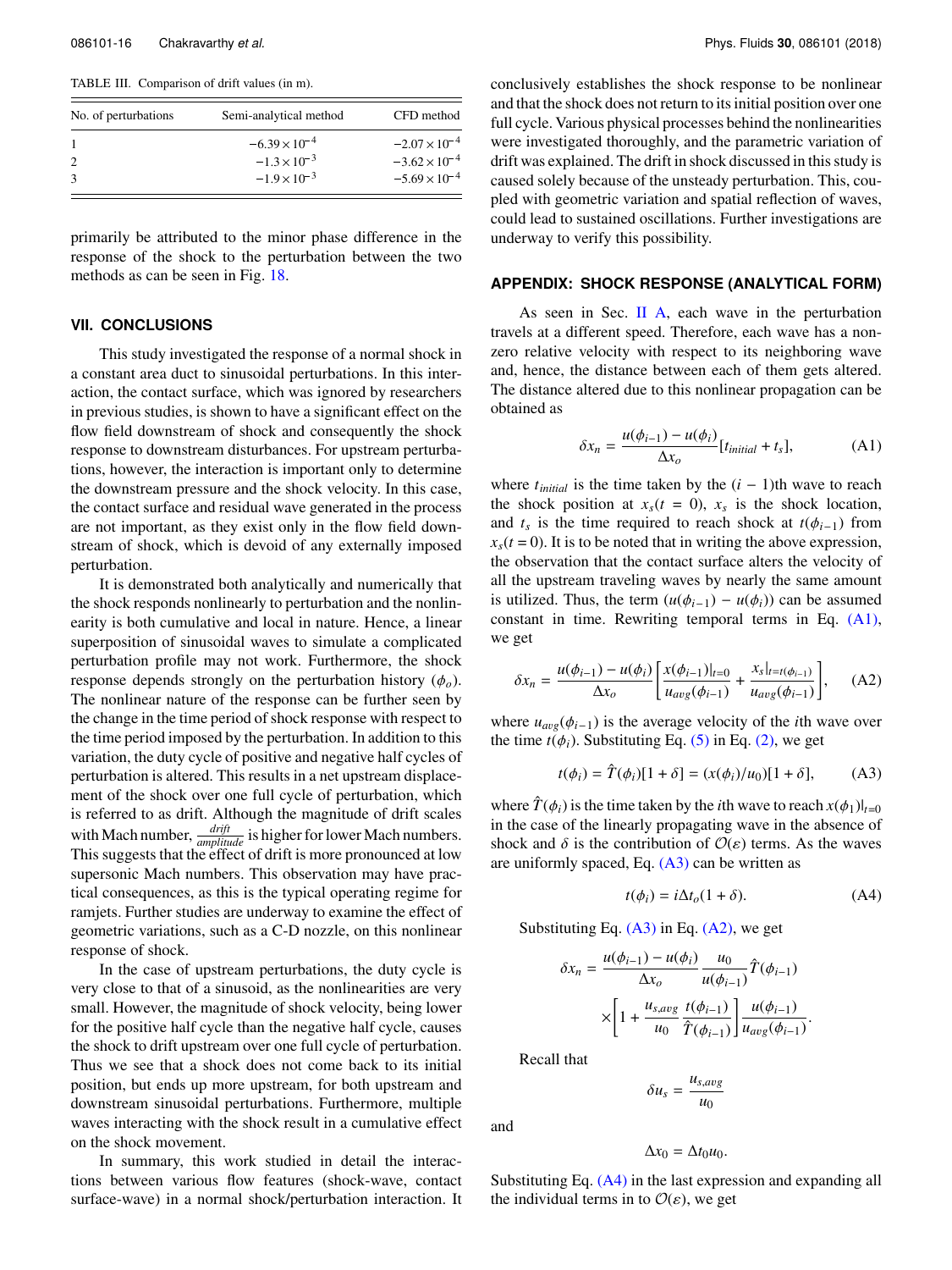TABLE III. Comparison of drift values (in m).

| No. of perturbations | Semi-analytical method | CFD method |
|---|---|---|
| 1 | $-6.39\times10^{-4}$ | $-2.07\times10^{-4}$ |
| 2 | $-1.3\times10^{-3}$ | $-3.62\times10^{-4}$ |
| 3 | $-1.9\times10^{-3}$ | $-5.69\times10^{-4}$ |

primarily be attributed to the minor phase difference in the response of the shock to the perturbation between the two methods as can be seen in Fig. 18.

## VII. CONCLUSIONS

This study investigated the response of a normal shock in a constant area duct to sinusoidal perturbations. In this interaction, the contact surface, which was ignored by researchers in previous studies, is shown to have a significant effect on the flow field downstream of shock and consequently the shock response to downstream disturbances. For upstream perturbations, however, the interaction is important only to determine the downstream pressure and the shock velocity. In this case, the contact surface and residual wave generated in the process are not important, as they exist only in the flow field downstream of shock, which is devoid of any externally imposed perturbation.

It is demonstrated both analytically and numerically that the shock responds nonlinearly to perturbation and the nonlinearity is both cumulative and local in nature. Hence, a linear superposition of sinusoidal waves to simulate a complicated perturbation profile may not work. Furthermore, the shock response depends strongly on the perturbation history ($\phi_o$). The nonlinear nature of the response can be further seen by the change in the time period of shock response with respect to the time period imposed by the perturbation. In addition to this variation, the duty cycle of positive and negative half cycles of perturbation is altered. This results in a net upstream displacement of the shock over one full cycle of perturbation, which is referred to as drift. Although the magnitude of drift scales with Mach number, $\frac{drift}{amplitude}$ is higher for lower Mach numbers. This suggests that the effect of drift is more pronounced at low supersonic Mach numbers. This observation may have practical consequences, as this is the typical operating regime for ramjets. Further studies are underway to examine the effect of geometric variations, such as a C-D nozzle, on this nonlinear response of shock.

In the case of upstream perturbations, the duty cycle is very close to that of a sinusoid, as the nonlinearities are very small. However, the magnitude of shock velocity, being lower for the positive half cycle than the negative half cycle, causes the shock to drift upstream over one full cycle of perturbation. Thus we see that a shock does not come back to its initial position, but ends up more upstream, for both upstream and downstream sinusoidal perturbations. Furthermore, multiple waves interacting with the shock result in a cumulative effect on the shock movement.

In summary, this work studied in detail the interactions between various flow features (shock-wave, contact surface-wave) in a normal shock/perturbation interaction. It conclusively establishes the shock response to be nonlinear and that the shock does not return to its initial position over one full cycle. Various physical processes behind the nonlinearities were investigated thoroughly, and the parametric variation of drift was explained. The drift in shock discussed in this study is caused solely because of the unsteady perturbation. This, coupled with geometric variation and spatial reflection of waves, could lead to sustained oscillations. Further investigations are underway to verify this possibility.

## APPENDIX: SHOCK RESPONSE (ANALYTICAL FORM)

As seen in Sec. II A, each wave in the perturbation travels at a different speed. Therefore, each wave has a nonzero relative velocity with respect to its neighboring wave and, hence, the distance between each of them gets altered. The distance altered due to this nonlinear propagation can be obtained as

$$\delta x_n = \frac{u(\phi_{i-1}) - u(\phi_i)}{\Delta x_o}[t_{initial} + t_s], \tag{A1}$$

where $t_{initial}$ is the time taken by the $(i-1)$th wave to reach the shock position at $x_s(t=0)$, $x_s$ is the shock location, and $t_s$ is the time required to reach shock at $t(\phi_{i-1})$ from $x_s(t=0)$. It is to be noted that in writing the above expression, the observation that the contact surface alters the velocity of all the upstream traveling waves by nearly the same amount is utilized. Thus, the term $(u(\phi_{i-1}) - u(\phi_i))$ can be assumed constant in time. Rewriting temporal terms in Eq. (A1), we get

$$\delta x_n = \frac{u(\phi_{i-1}) - u(\phi_i)}{\Delta x_o}\left[\frac{x(\phi_{i-1})|_{t=0}}{u_{avg}(\phi_{i-1})} + \frac{x_s|_{t=t(\phi_{i-1})}}{u_{avg}(\phi_{i-1})}\right], \tag{A2}$$

where $u_{avg}(\phi_{i-1})$ is the average velocity of the $i$th wave over the time $t(\phi_i)$. Substituting Eq. (5) in Eq. (2), we get

$$t(\phi_i) = \hat{T}(\phi_i)[1+\delta] = (x(\phi_i)/u_0)[1+\delta], \tag{A3}$$

where $\hat{T}(\phi_i)$ is the time taken by the $i$th wave to reach $x(\phi_1)|_{t=0}$ in the case of the linearly propagating wave in the absence of shock and $\delta$ is the contribution of $\mathcal{O}(\varepsilon)$ terms. As the waves are uniformly spaced, Eq. (A3) can be written as

$$t(\phi_i) = i\Delta t_o(1+\delta). \tag{A4}$$

Substituting Eq. (A3) in Eq. (A2), we get

$$\delta x_n = \frac{u(\phi_{i-1}) - u(\phi_i)}{\Delta x_o}\frac{u_0}{u(\phi_{i-1})}\hat{T}(\phi_{i-1}) \times\left[1 + \frac{u_{s,avg}}{u_0}\frac{t(\phi_{i-1})}{\hat{T}(\phi_{i-1})}\right]\frac{u(\phi_{i-1})}{u_{avg}(\phi_{i-1})}.$$

Recall that

$$\delta u_s = \frac{u_{s,avg}}{u_0}$$

and

$$\Delta x_0 = \Delta t_0 u_0.$$

Substituting Eq. (A4) in the last expression and expanding all the individual terms in to $\mathcal{O}(\varepsilon)$, we get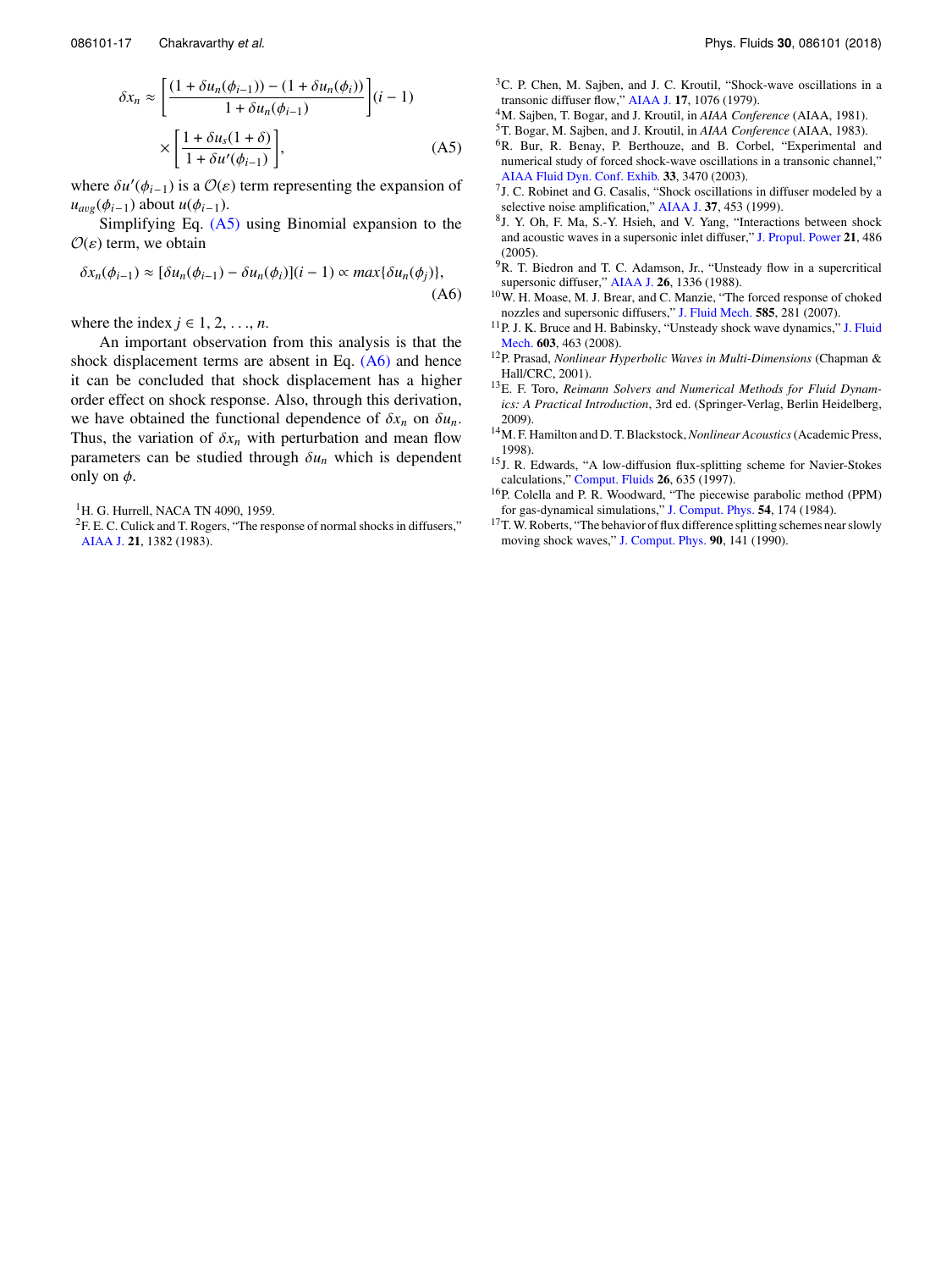$$\delta x_n \approx \left[\frac{(1+\delta u_n(\phi_{i-1})) - (1+\delta u_n(\phi_i))}{1+\delta u_n(\phi_{i-1})}\right](i-1) \times \left[\frac{1+\delta u_s(1+\delta)}{1+\delta u'(\phi_{i-1})}\right], \tag{A5}$$

where $\delta u'(\phi_{i-1})$ is a $\mathcal{O}(\varepsilon)$ term representing the expansion of $u_{avg}(\phi_{i-1})$ about $u(\phi_{i-1})$.

Simplifying Eq. (A5) using Binomial expansion to the $\mathcal{O}(\varepsilon)$ term, we obtain

$$\delta x_n(\phi_{i-1}) \approx [\delta u_n(\phi_{i-1}) - \delta u_n(\phi_i)](i-1) \propto max\{\delta u_n(\phi_j)\}, \tag{A6}$$

where the index $j \in 1, 2, \ldots, n$.

An important observation from this analysis is that the shock displacement terms are absent in Eq. (A6) and hence it can be concluded that shock displacement has a higher order effect on shock response. Also, through this derivation, we have obtained the functional dependence of $\delta x_n$ on $\delta u_n$. Thus, the variation of $\delta x_n$ with perturbation and mean flow parameters can be studied through $\delta u_n$ which is dependent only on $\phi$.

[1] H. G. Hurrell, NACA TN 4090, 1959.

[2] F. E. C. Culick and T. Rogers, "The response of normal shocks in diffusers," AIAA J. **21**, 1382 (1983).

[3] C. P. Chen, M. Sajben, and J. C. Kroutil, "Shock-wave oscillations in a transonic diffuser flow," AIAA J. **17**, 1076 (1979).

[4] M. Sajben, T. Bogar, and J. Kroutil, in *AIAA Conference* (AIAA, 1981).

[5] T. Bogar, M. Sajben, and J. Kroutil, in *AIAA Conference* (AIAA, 1983).

[6] R. Bur, R. Benay, P. Berthouze, and B. Corbel, "Experimental and numerical study of forced shock-wave oscillations in a transonic channel," AIAA Fluid Dyn. Conf. Exhib. **33**, 3470 (2003).

[7] J. C. Robinet and G. Casalis, "Shock oscillations in diffuser modeled by a selective noise amplification," AIAA J. **37**, 453 (1999).

[8] J. Y. Oh, F. Ma, S.-Y. Hsieh, and V. Yang, "Interactions between shock and acoustic waves in a supersonic inlet diffuser," J. Propul. Power **21**, 486 (2005).

[9] R. T. Biedron and T. C. Adamson, Jr., "Unsteady flow in a supercritical supersonic diffuser," AIAA J. **26**, 1336 (1988).

[10] W. H. Moase, M. J. Brear, and C. Manzie, "The forced response of choked nozzles and supersonic diffusers," J. Fluid Mech. **585**, 281 (2007).

[11] P. J. K. Bruce and H. Babinsky, "Unsteady shock wave dynamics," J. Fluid Mech. **603**, 463 (2008).

[12] P. Prasad, *Nonlinear Hyperbolic Waves in Multi-Dimensions* (Chapman & Hall/CRC, 2001).

[13] E. F. Toro, *Reimann Solvers and Numerical Methods for Fluid Dynamics: A Practical Introduction*, 3rd ed. (Springer-Verlag, Berlin Heidelberg, 2009).

[14] M. F. Hamilton and D. T. Blackstock, *Nonlinear Acoustics* (Academic Press, 1998).

[15] J. R. Edwards, "A low-diffusion flux-splitting scheme for Navier-Stokes calculations," Comput. Fluids **26**, 635 (1997).

[16] P. Colella and P. R. Woodward, "The piecewise parabolic method (PPM) for gas-dynamical simulations," J. Comput. Phys. **54**, 174 (1984).

[17] T. W. Roberts, "The behavior of flux difference splitting schemes near slowly moving shock waves," J. Comput. Phys. **90**, 141 (1990).